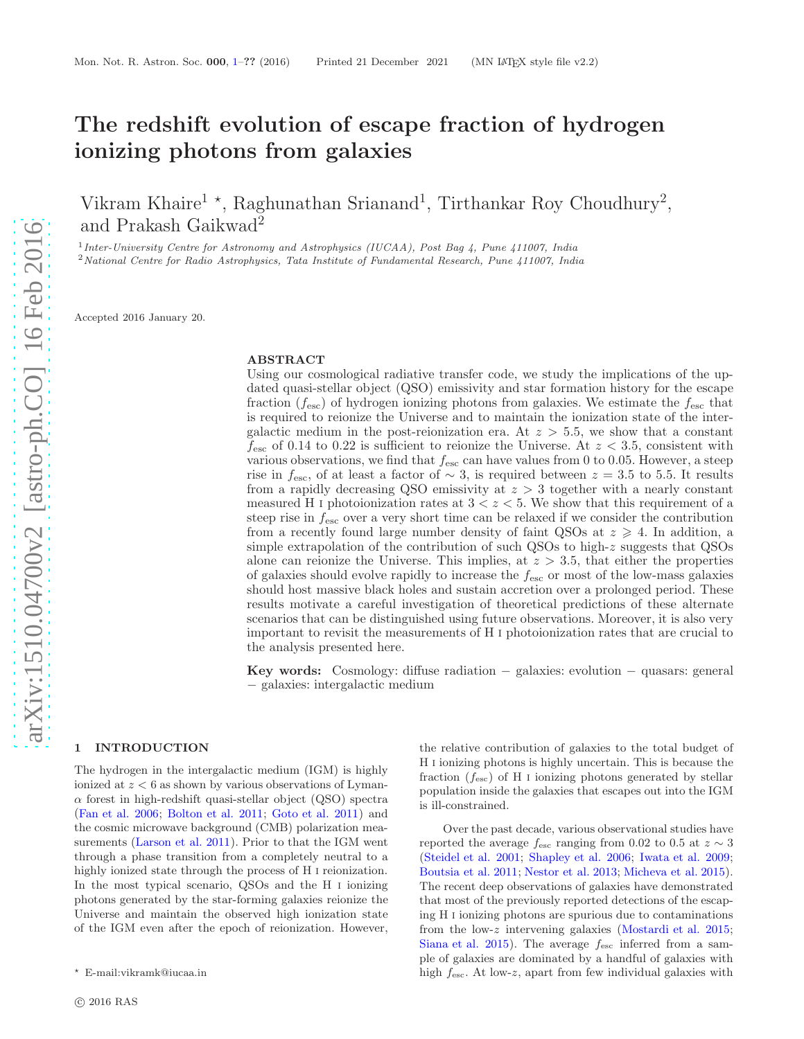# The redshift evolution of escape fraction of hydrogen ionizing photons from galaxies

Vikram Khaire[1] *, Raghunathan Srianand[1], Tirthankar Roy Choudhury[2], and Prakash Gaikwad[2]

[1] *Inter-University Centre for Astronomy and Astrophysics (IUCAA), Post Bag 4, Pune 411007, India*
[2] *National Centre for Radio Astrophysics, Tata Institute of Fundamental Research, Pune 411007, India*

Accepted 2016 January 20.

## ABSTRACT

Using our cosmological radiative transfer code, we study the implications of the updated quasi-stellar object (QSO) emissivity and star formation history for the escape fraction ($f_{\rm esc}$) of hydrogen ionizing photons from galaxies. We estimate the $f_{\rm esc}$ that is required to reionize the Universe and to maintain the ionization state of the intergalactic medium in the post-reionization era. At $z > 5.5$, we show that a constant $f_{\rm esc}$ of 0.14 to 0.22 is sufficient to reionize the Universe. At $z < 3.5$, consistent with various observations, we find that $f_{\rm esc}$ can have values from 0 to 0.05. However, a steep rise in $f_{\rm esc}$, of at least a factor of $\sim 3$, is required between $z = 3.5$ to 5.5. It results from a rapidly decreasing QSO emissivity at $z > 3$ together with a nearly constant measured H I photoionization rates at $3 < z < 5$. We show that this requirement of a steep rise in $f_{\rm esc}$ over a very short time can be relaxed if we consider the contribution from a recently found large number density of faint QSOs at $z \geqslant 4$. In addition, a simple extrapolation of the contribution of such QSOs to high-$z$ suggests that QSOs alone can reionize the Universe. This implies, at $z > 3.5$, that either the properties of galaxies should evolve rapidly to increase the $f_{\rm esc}$ or most of the low-mass galaxies should host massive black holes and sustain accretion over a prolonged period. These results motivate a careful investigation of theoretical predictions of these alternate scenarios that can be distinguished using future observations. Moreover, it is also very important to revisit the measurements of H I photoionization rates that are crucial to the analysis presented here.

**Key words:** Cosmology: diffuse radiation − galaxies: evolution − quasars: general − galaxies: intergalactic medium

## 1 INTRODUCTION

The hydrogen in the intergalactic medium (IGM) is highly ionized at $z < 6$ as shown by various observations of Lyman-$\alpha$ forest in high-redshift quasi-stellar object (QSO) spectra (Fan et al. 2006; Bolton et al. 2011; Goto et al. 2011) and the cosmic microwave background (CMB) polarization measurements (Larson et al. 2011). Prior to that the IGM went through a phase transition from a completely neutral to a highly ionized state through the process of H I reionization. In the most typical scenario, QSOs and the H I ionizing photons generated by the star-forming galaxies reionize the Universe and maintain the observed high ionization state of the IGM even after the epoch of reionization. However, the relative contribution of galaxies to the total budget of H I ionizing photons is highly uncertain. This is because the fraction ($f_{\rm esc}$) of H I ionizing photons generated by stellar population inside the galaxies that escapes out into the IGM is ill-constrained.

Over the past decade, various observational studies have reported the average $f_{\rm esc}$ ranging from 0.02 to 0.5 at $z \sim 3$ (Steidel et al. 2001; Shapley et al. 2006; Iwata et al. 2009; Boutsia et al. 2011; Nestor et al. 2013; Micheva et al. 2015). The recent deep observations of galaxies have demonstrated that most of the previously reported detections of the escaping H I ionizing photons are spurious due to contaminations from the low-$z$ intervening galaxies (Mostardi et al. 2015; Siana et al. 2015). The average $f_{\rm esc}$ inferred from a sample of galaxies are dominated by a handful of galaxies with high $f_{\rm esc}$. At low-$z$, apart from few individual galaxies with

* E-mail:vikramk@iucaa.in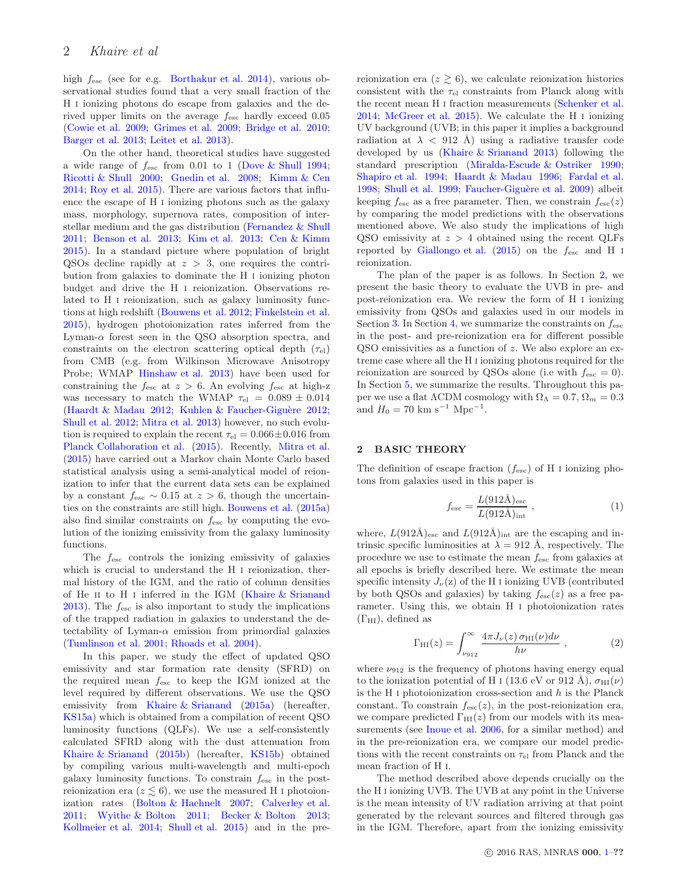high $f_{\rm esc}$ (see for e.g. Borthakur et al. 2014), various observational studies found that a very small fraction of the H I ionizing photons do escape from galaxies and the derived upper limits on the average $f_{\rm esc}$ hardly exceed 0.05 (Cowie et al. 2009; Grimes et al. 2009; Bridge et al. 2010; Barger et al. 2013; Leitet et al. 2013).

On the other hand, theoretical studies have suggested a wide range of $f_{\rm esc}$ from 0.01 to 1 (Dove & Shull 1994; Ricotti & Shull 2000; Gnedin et al. 2008; Kimm & Cen 2014; Roy et al. 2015). There are various factors that influence the escape of H I ionizing photons such as the galaxy mass, morphology, supernova rates, composition of interstellar medium and the gas distribution (Fernandez & Shull 2011; Benson et al. 2013; Kim et al. 2013; Cen & Kimm 2015). In a standard picture where population of bright QSOs decline rapidly at $z > 3$, one requires the contribution from galaxies to dominate the H I ionizing photon budget and drive the H I reionization. Observations related to H I reionization, such as galaxy luminosity functions at high redshift (Bouwens et al. 2012; Finkelstein et al. 2015), hydrogen photoionization rates inferred from the Lyman-$\alpha$ forest seen in the QSO absorption spectra, and constraints on the electron scattering optical depth ($\tau_{\rm el}$) from CMB (e.g. from Wilkinson Microwave Anisotropy Probe; WMAP Hinshaw et al. 2013) have been used for constraining the $f_{\rm esc}$ at $z > 6$. An evolving $f_{\rm esc}$ at high-z was necessary to match the WMAP $\tau_{\rm el} = 0.089 \pm 0.014$ (Haardt & Madau 2012; Kuhlen & Faucher-Giguère 2012; Shull et al. 2012; Mitra et al. 2013) however, no such evolution is required to explain the recent $\tau_{\rm el} = 0.066 \pm 0.016$ from Planck Collaboration et al. (2015). Recently, Mitra et al. (2015) have carried out a Markov chain Monte Carlo based statistical analysis using a semi-analytical model of reionization to infer that the current data sets can be explained by a constant $f_{\rm esc} \sim 0.15$ at $z > 6$, though the uncertainties on the constraints are still high. Bouwens et al. (2015a) also find similar constraints on $f_{\rm esc}$ by computing the evolution of the ionizing emissivity from the galaxy luminosity functions.

The $f_{\rm esc}$ controls the ionizing emissivity of galaxies which is crucial to understand the H I reionization, thermal history of the IGM, and the ratio of column densities of He II to H I inferred in the IGM (Khaire & Srianand 2013). The $f_{\rm esc}$ is also important to study the implications of the trapped radiation in galaxies to understand the detectability of Lyman-$\alpha$ emission from primordial galaxies (Tumlinson et al. 2001; Rhoads et al. 2004).

In this paper, we study the effect of updated QSO emissivity and star formation rate density (SFRD) on the required mean $f_{\rm esc}$ to keep the IGM ionized at the level required by different observations. We use the QSO emissivity from Khaire & Srianand (2015a) (hereafter, KS15a) which is obtained from a compilation of recent QSO luminosity functions (QLFs). We use a self-consistently calculated SFRD along with the dust attenuation from Khaire & Srianand (2015b) (hereafter, KS15b) obtained by compiling various multi-wavelength and multi-epoch galaxy luminosity functions. To constrain $f_{\rm esc}$ in the post-reionization era ($z \lesssim 6$), we use the measured H I photoionization rates (Bolton & Haehnelt 2007; Calverley et al. 2011; Wyithe & Bolton 2011; Becker & Bolton 2013; Kollmeier et al. 2014; Shull et al. 2015) and in the pre-reionization era ($z \gtrsim 6$), we calculate reionization histories consistent with the $\tau_{\rm el}$ constraints from Planck along with the recent mean H I fraction measurements (Schenker et al. 2014; McGreer et al. 2015). We calculate the H I ionizing UV background (UVB; in this paper it implies a background radiation at $\lambda < 912$ Å) using a radiative transfer code developed by us (Khaire & Srianand 2013) following the standard prescription (Miralda-Escude & Ostriker 1990; Shapiro et al. 1994; Haardt & Madau 1996; Fardal et al. 1998; Shull et al. 1999; Faucher-Giguère et al. 2009) albeit keeping $f_{\rm esc}$ as a free parameter. Then, we constrain $f_{\rm esc}(z)$ by comparing the model predictions with the observations mentioned above. We also study the implications of high QSO emissivity at $z > 4$ obtained using the recent QLFs reported by Giallongo et al. (2015) on the $f_{\rm esc}$ and H I reionization.

The plan of the paper is as follows. In Section 2, we present the basic theory to evaluate the UVB in pre- and post-reionization era. We review the form of H I ionizing emissivity from QSOs and galaxies used in our models in Section 3. In Section 4, we summarize the constraints on $f_{\rm esc}$ in the post- and pre-reionization era for different possible QSO emissivities as a function of $z$. We also explore an extreme case where all the H I ionizing photons required for the reionization are sourced by QSOs alone (i.e with $f_{\rm esc} = 0$). In Section 5, we summarize the results. Throughout this paper we use a flat ΛCDM cosmology with $\Omega_\Lambda = 0.7$, $\Omega_m = 0.3$ and $H_0 = 70$ km s$^{-1}$ Mpc$^{-1}$.

## 2 BASIC THEORY

The definition of escape fraction ($f_{\rm esc}$) of H I ionizing photons from galaxies used in this paper is

$$f_{\rm esc} = \frac{L(912\text{Å})_{\rm esc}}{L(912\text{Å})_{\rm int}} , \quad (1)$$

where, $L(912\text{Å})_{\rm esc}$ and $L(912\text{Å})_{\rm int}$ are the escaping and intrinsic specific luminosities at $\lambda = 912$ Å, respectively. The procedure we use to estimate the mean $f_{\rm esc}$ from galaxies at all epochs is briefly described here. We estimate the mean specific intensity $J_\nu(z)$ of the H I ionizing UVB (contributed by both QSOs and galaxies) by taking $f_{\rm esc}(z)$ as a free parameter. Using this, we obtain H I photoionization rates ($\Gamma_{\rm HI}$), defined as

$$\Gamma_{\rm HI}(z) = \int_{\nu_{912}}^{\infty} \frac{4\pi J_\nu(z)\, \sigma_{\rm HI}(\nu) d\nu}{h\nu} , \quad (2)$$

where $\nu_{912}$ is the frequency of photons having energy equal to the ionization potential of H I (13.6 eV or 912 Å), $\sigma_{\rm HI}(\nu)$ is the H I photoionization cross-section and $h$ is the Planck constant. To constrain $f_{\rm esc}(z)$, in the post-reionization era, we compare predicted $\Gamma_{\rm HI}(z)$ from our models with its measurements (see Inoue et al. 2006, for a similar method) and in the pre-reionization era, we compare our model predictions with the recent constraints on $\tau_{\rm el}$ from Planck and the mean fraction of H I.

The method described above depends crucially on the the H I ionizing UVB. The UVB at any point in the Universe is the mean intensity of UV radiation arriving at that point generated by the relevant sources and filtered through gas in the IGM. Therefore, apart from the ionizing emissivity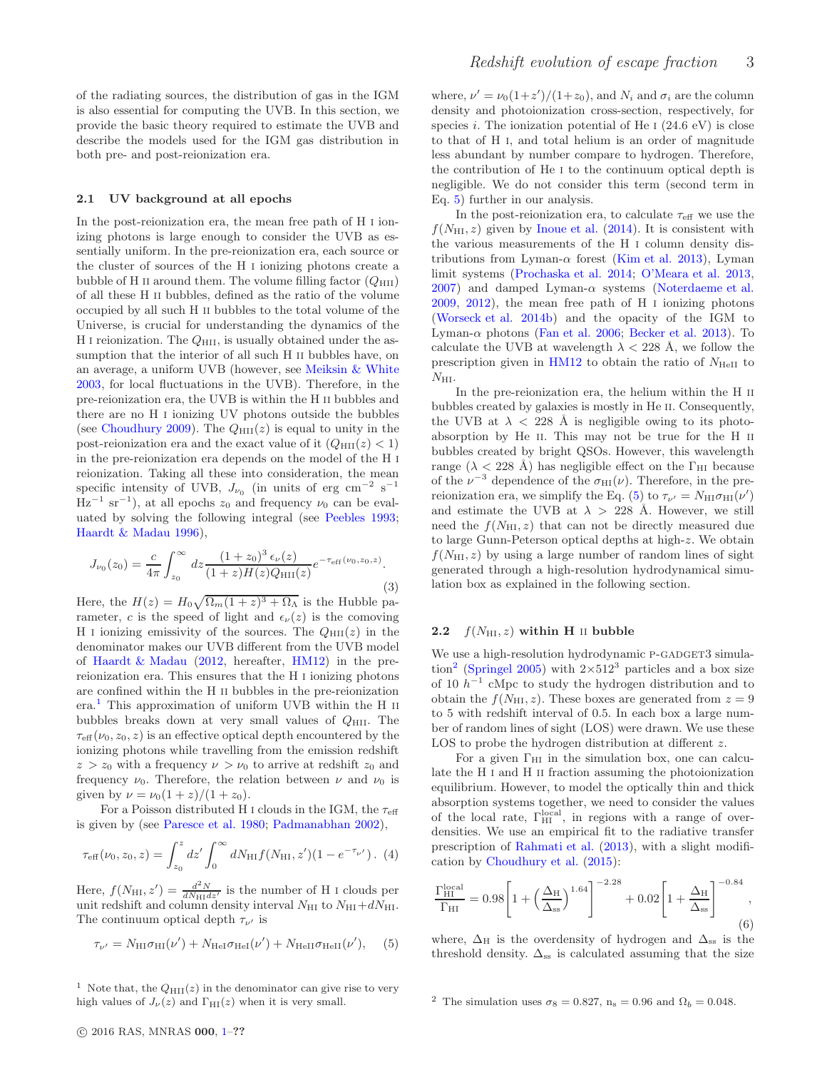of the radiating sources, the distribution of gas in the IGM is also essential for computing the UVB. In this section, we provide the basic theory required to estimate the UVB and describe the models used for the IGM gas distribution in both pre- and post-reionization era.

### 2.1 UV background at all epochs

In the post-reionization era, the mean free path of H I ionizing photons is large enough to consider the UVB as essentially uniform. In the pre-reionization era, each source or the cluster of sources of the H I ionizing photons create a bubble of H II around them. The volume filling factor ($Q_{\rm HII}$) of all these H II bubbles, defined as the ratio of the volume occupied by all such H II bubbles to the total volume of the Universe, is crucial for understanding the dynamics of the H I reionization. The $Q_{\rm HII}$, is usually obtained under the assumption that the interior of all such H II bubbles have, on an average, a uniform UVB (however, see Meiksin & White 2003, for local fluctuations in the UVB). Therefore, in the pre-reionization era, the UVB is within the H II bubbles and there are no H I ionizing UV photons outside the bubbles (see Choudhury 2009). The $Q_{\rm HII}(z)$ is equal to unity in the post-reionization era and the exact value of it ($Q_{\rm HII}(z) < 1$) in the pre-reionization era depends on the model of the H I reionization. Taking all these into consideration, the mean specific intensity of UVB, $J_{\nu_0}$ (in units of erg cm$^{-2}$ s$^{-1}$ Hz$^{-1}$ sr$^{-1}$), at all epochs $z_0$ and frequency $\nu_0$ can be evaluated by solving the following integral (see Peebles 1993; Haardt & Madau 1996),

$$J_{\nu_0}(z_0) = \frac{c}{4\pi}\int_{z_0}^{\infty} dz \frac{(1+z_0)^3\,\epsilon_\nu(z)}{(1+z)H(z)Q_{\rm HII}(z)} e^{-\tau_{\rm eff}(\nu_0,z_0,z)}. \quad (3)$$

Here, the $H(z) = H_0\sqrt{\Omega_m(1+z)^3+\Omega_\Lambda}$ is the Hubble parameter, $c$ is the speed of light and $\epsilon_\nu(z)$ is the comoving H I ionizing emissivity of the sources. The $Q_{\rm HII}(z)$ in the denominator makes our UVB different from the UVB model of Haardt & Madau (2012, hereafter, HM12) in the pre-reionization era. This ensures that the H I ionizing photons are confined within the H II bubbles in the pre-reionization era.[1] This approximation of uniform UVB within the H II bubbles breaks down at very small values of $Q_{\rm HII}$. The $\tau_{\rm eff}(\nu_0, z_0, z)$ is an effective optical depth encountered by the ionizing photons while travelling from the emission redshift $z > z_0$ with a frequency $\nu > \nu_0$ to arrive at redshift $z_0$ and frequency $\nu_0$. Therefore, the relation between $\nu$ and $\nu_0$ is given by $\nu = \nu_0(1+z)/(1+z_0)$.

For a Poisson distributed H I clouds in the IGM, the $\tau_{\rm eff}$ is given by (see Paresce et al. 1980; Padmanabhan 2002),

$$\tau_{\rm eff}(\nu_0, z_0, z) = \int_{z_0}^{z} dz' \int_0^\infty dN_{\rm HI} f(N_{\rm HI}, z')(1-e^{-\tau_{\nu'}})\,. \quad (4)$$

Here, $f(N_{\rm HI}, z') = \frac{d^2N}{dN_{\rm HI}dz'}$ is the number of H I clouds per unit redshift and column density interval $N_{\rm HI}$ to $N_{\rm HI}+dN_{\rm HI}$. The continuum optical depth $\tau_{\nu'}$ is

$$\tau_{\nu'} = N_{\rm HI}\sigma_{\rm HI}(\nu') + N_{\rm HeI}\sigma_{\rm HeI}(\nu') + N_{\rm HeII}\sigma_{\rm HeII}(\nu'), \quad (5)$$

where, $\nu' = \nu_0(1+z')/(1+z_0)$, and $N_i$ and $\sigma_i$ are the column density and photoionization cross-section, respectively, for species $i$. The ionization potential of He I (24.6 eV) is close to that of H I, and total helium is an order of magnitude less abundant by number compare to hydrogen. Therefore, the contribution of He I to the continuum optical depth is negligible. We do not consider this term (second term in Eq. 5) further in our analysis.

In the post-reionization era, to calculate $\tau_{\rm eff}$ we use the $f(N_{\rm HI}, z)$ given by Inoue et al. (2014). It is consistent with the various measurements of the H I column density distributions from Lyman-$\alpha$ forest (Kim et al. 2013), Lyman limit systems (Prochaska et al. 2014; O'Meara et al. 2013, 2007) and damped Lyman-$\alpha$ systems (Noterdaeme et al. 2009, 2012), the mean free path of H I ionizing photons (Worseck et al. 2014b) and the opacity of the IGM to Lyman-$\alpha$ photons (Fan et al. 2006; Becker et al. 2013). To calculate the UVB at wavelength $\lambda < 228$ Å, we follow the prescription given in HM12 to obtain the ratio of $N_{\rm HeII}$ to $N_{\rm HI}$.

In the pre-reionization era, the helium within the H II bubbles created by galaxies is mostly in He II. Consequently, the UVB at $\lambda < 228$ Å is negligible owing to its photo-absorption by He II. This may not be true for the H II bubbles created by bright QSOs. However, this wavelength range ($\lambda < 228$ Å) has negligible effect on the $\Gamma_{\rm HI}$ because of the $\nu^{-3}$ dependence of the $\sigma_{\rm HI}(\nu)$. Therefore, in the pre-reionization era, we simplify the Eq. (5) to $\tau_{\nu'} = N_{\rm HI}\sigma_{\rm HI}(\nu')$ and estimate the UVB at $\lambda > 228$ Å. However, we still need the $f(N_{\rm HI}, z)$ that can not be directly measured due to large Gunn-Peterson optical depths at high-$z$. We obtain $f(N_{\rm HI}, z)$ by using a large number of random lines of sight generated through a high-resolution hydrodynamical simulation box as explained in the following section.

### 2.2 $f(N_{\rm HI}, z)$ within H II bubble

We use a high-resolution hydrodynamic P-GADGET3 simulation[2] (Springel 2005) with $2\times512^3$ particles and a box size of 10 $h^{-1}$ cMpc to study the hydrogen distribution and to obtain the $f(N_{\rm HI}, z)$. These boxes are generated from $z = 9$ to 5 with redshift interval of 0.5. In each box a large number of random lines of sight (LOS) were drawn. We use these LOS to probe the hydrogen distribution at different $z$.

For a given $\Gamma_{\rm HI}$ in the simulation box, one can calculate the H I and H II fraction assuming the photoionization equilibrium. However, to model the optically thin and thick absorption systems together, we need to consider the values of the local rate, $\Gamma_{\rm HI}^{\rm local}$, in regions with a range of overdensities. We use an empirical fit to the radiative transfer prescription of Rahmati et al. (2013), with a slight modification by Choudhury et al. (2015):

$$\frac{\Gamma_{\rm HI}^{\rm local}}{\Gamma_{\rm HI}} = 0.98\left[1+\left(\frac{\Delta_{\rm H}}{\Delta_{\rm ss}}\right)^{1.64}\right]^{-2.28} + 0.02\left[1+\frac{\Delta_{\rm H}}{\Delta_{\rm ss}}\right]^{-0.84}, \quad (6)$$

where, $\Delta_{\rm H}$ is the overdensity of hydrogen and $\Delta_{\rm ss}$ is the threshold density. $\Delta_{\rm ss}$ is calculated assuming that the size

[1] Note that, the $Q_{\rm HII}(z)$ in the denominator can give rise to very high values of $J_\nu(z)$ and $\Gamma_{\rm HI}(z)$ when it is very small.

[2] The simulation uses $\sigma_8 = 0.827$, $n_s = 0.96$ and $\Omega_b = 0.048$.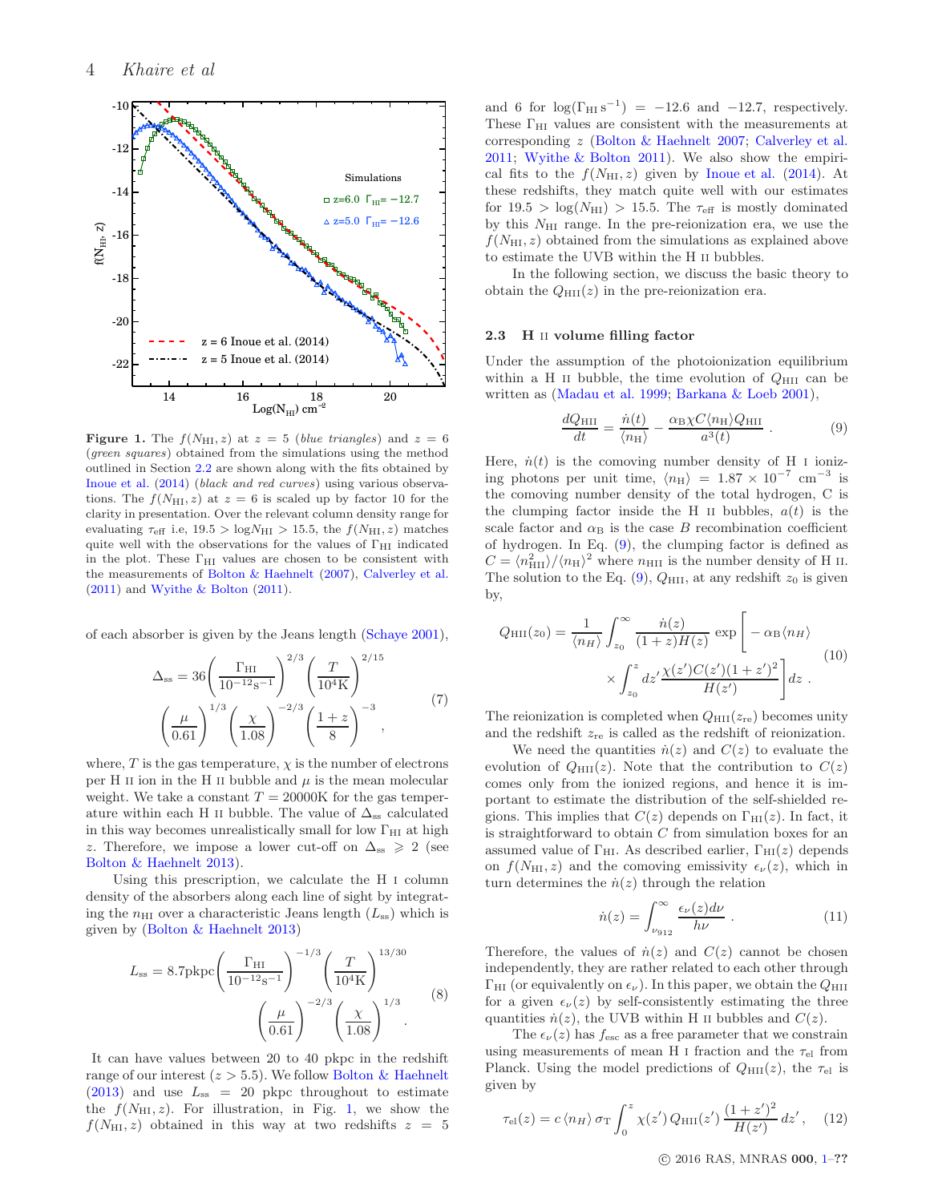**Figure 1.** The $f(N_{\rm HI}, z)$ at $z = 5$ (*blue triangles*) and $z = 6$ (*green squares*) obtained from the simulations using the method outlined in Section 2.2 are shown along with the fits obtained by Inoue et al. (2014) (*black and red curves*) using various observations. The $f(N_{\rm HI}, z)$ at $z = 6$ is scaled up by factor 10 for the clarity in presentation. Over the relevant column density range for evaluating $\tau_{\rm eff}$ i.e, $19.5 > \log N_{\rm HI} > 15.5$, the $f(N_{\rm HI}, z)$ matches quite well with the observations for the values of $\Gamma_{\rm HI}$ indicated in the plot. These $\Gamma_{\rm HI}$ values are chosen to be consistent with the measurements of Bolton & Haehnelt (2007), Calverley et al. (2011) and Wyithe & Bolton (2011).

of each absorber is given by the Jeans length (Schaye 2001),

$$
\Delta_{\rm ss} = 36 \left( \frac{\Gamma_{\rm HI}}{10^{-12}{\rm s}^{-1}} \right)^{2/3} \left( \frac{T}{10^4{\rm K}} \right)^{2/15} \left( \frac{\mu}{0.61} \right)^{1/3} \left( \frac{\chi}{1.08} \right)^{-2/3} \left( \frac{1+z}{8} \right)^{-3}, \tag{7}
$$

where, $T$ is the gas temperature, $\chi$ is the number of electrons per H II ion in the H II bubble and $\mu$ is the mean molecular weight. We take a constant $T = 20000$K for the gas temperature within each H II bubble. The value of $\Delta_{\rm ss}$ calculated in this way becomes unrealistically small for low $\Gamma_{\rm HI}$ at high $z$. Therefore, we impose a lower cut-off on $\Delta_{\rm ss} \geqslant 2$ (see Bolton & Haehnelt 2013).

Using this prescription, we calculate the H I column density of the absorbers along each line of sight by integrating the $n_{\rm HI}$ over a characteristic Jeans length ($L_{\rm ss}$) which is given by (Bolton & Haehnelt 2013)

$$
L_{\rm ss} = 8.7{\rm pkpc} \left( \frac{\Gamma_{\rm HI}}{10^{-12}{\rm s}^{-1}} \right)^{-1/3} \left( \frac{T}{10^4{\rm K}} \right)^{13/30} \left( \frac{\mu}{0.61} \right)^{-2/3} \left( \frac{\chi}{1.08} \right)^{1/3}. \tag{8}
$$

It can have values between 20 to 40 pkpc in the redshift range of our interest ($z > 5.5$). We follow Bolton & Haehnelt (2013) and use $L_{\rm ss} = 20$ pkpc throughout to estimate the $f(N_{\rm HI}, z)$. For illustration, in Fig. 1, we show the $f(N_{\rm HI}, z)$ obtained in this way at two redshifts $z = 5$ and 6 for $\log(\Gamma_{\rm HI}\,{\rm s}^{-1}) = -12.6$ and $-12.7$, respectively. These $\Gamma_{\rm HI}$ values are consistent with the measurements at corresponding $z$ (Bolton & Haehnelt 2007; Calverley et al. 2011; Wyithe & Bolton 2011). We also show the empirical fits to the $f(N_{\rm HI}, z)$ given by Inoue et al. (2014). At these redshifts, they match quite well with our estimates for $19.5 > \log(N_{\rm HI}) > 15.5$. The $\tau_{\rm eff}$ is mostly dominated by this $N_{\rm HI}$ range. In the pre-reionization era, we use the $f(N_{\rm HI}, z)$ obtained from the simulations as explained above to estimate the UVB within the H II bubbles.

In the following section, we discuss the basic theory to obtain the $Q_{\rm HII}(z)$ in the pre-reionization era.

### 2.3 H II volume filling factor

Under the assumption of the photoionization equilibrium within a H II bubble, the time evolution of $Q_{\rm HII}$ can be written as (Madau et al. 1999; Barkana & Loeb 2001),

$$
\frac{dQ_{\rm HII}}{dt} = \frac{\dot{n}(t)}{\langle n_{\rm H} \rangle} - \frac{\alpha_{\rm B} \chi C \langle n_{\rm H} \rangle Q_{\rm HII}}{a^3(t)} . \tag{9}
$$

Here, $\dot{n}(t)$ is the comoving number density of H I ionizing photons per unit time, $\langle n_{\rm H} \rangle = 1.87 \times 10^{-7}$ cm$^{-3}$ is the comoving number density of the total hydrogen, C is the clumping factor inside the H II bubbles, $a(t)$ is the scale factor and $\alpha_{\rm B}$ is the case $B$ recombination coefficient of hydrogen. In Eq. (9), the clumping factor is defined as $C = \langle n_{\rm HII}^2 \rangle / \langle n_{\rm H} \rangle^2$ where $n_{\rm HII}$ is the number density of H II. The solution to the Eq. (9), $Q_{\rm HII}$, at any redshift $z_0$ is given by,

$$
Q_{\rm HII}(z_0) = \frac{1}{\langle n_H \rangle} \int_{z_0}^{\infty} \frac{\dot{n}(z)}{(1+z)H(z)} \exp \left[ -\alpha_{\rm B} \langle n_H \rangle \times \int_{z_0}^{z} dz' \frac{\chi(z') C(z') (1+z')^2}{H(z')} \right] dz . \tag{10}
$$

The reionization is completed when $Q_{\rm HII}(z_{\rm re})$ becomes unity and the redshift $z_{\rm re}$ is called as the redshift of reionization.

We need the quantities $\dot{n}(z)$ and $C(z)$ to evaluate the evolution of $Q_{\rm HII}(z)$. Note that the contribution to $C(z)$ comes only from the ionized regions, and hence it is important to estimate the distribution of the self-shielded regions. This implies that $C(z)$ depends on $\Gamma_{\rm HI}(z)$. In fact, it is straightforward to obtain $C$ from simulation boxes for an assumed value of $\Gamma_{\rm HI}$. As described earlier, $\Gamma_{\rm HI}(z)$ depends on $f(N_{\rm HI}, z)$ and the comoving emissivity $\epsilon_\nu(z)$, which in turn determines the $\dot{n}(z)$ through the relation

$$
\dot{n}(z) = \int_{\nu_{912}}^{\infty} \frac{\epsilon_\nu(z) d\nu}{h\nu} . \tag{11}
$$

Therefore, the values of $\dot{n}(z)$ and $C(z)$ cannot be chosen independently, they are rather related to each other through $\Gamma_{\rm HI}$ (or equivalently on $\epsilon_\nu$). In this paper, we obtain the $Q_{\rm HII}$ for a given $\epsilon_\nu(z)$ by self-consistently estimating the three quantities $\dot{n}(z)$, the UVB within H II bubbles and $C(z)$.

The $\epsilon_\nu(z)$ has $f_{\rm esc}$ as a free parameter that we constrain using measurements of mean H I fraction and the $\tau_{\rm el}$ from Planck. Using the model predictions of $Q_{\rm HII}(z)$, the $\tau_{\rm el}$ is given by

$$
\tau_{\rm el}(z) = c \, \langle n_H \rangle \, \sigma_{\rm T} \int_0^z \chi(z') \, Q_{\rm HII}(z') \, \frac{(1+z')^2}{H(z')} \, dz' , \tag{12}
$$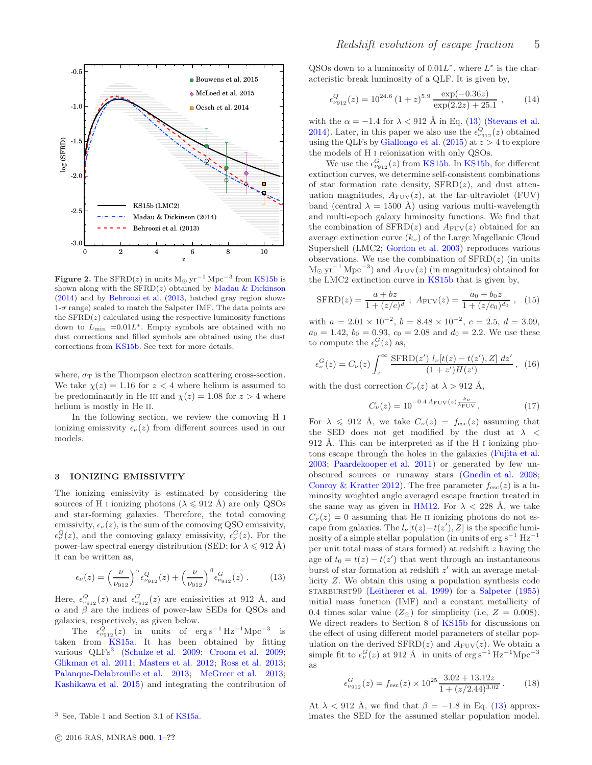**Figure 2.** The SFRD($z$) in units $\mathrm{M_\odot\,yr^{-1}\,Mpc^{-3}}$ from KS15b is shown along with the SFRD($z$) obtained by Madau & Dickinson (2014) and by Behroozi et al. (2013, hatched gray region shows 1-$\sigma$ range) scaled to match the Salpeter IMF. The data points are the SFRD($z$) calculated using the respective luminosity functions down to $L_{\rm min}$ =0.01$L^*$. Empty symbols are obtained with no dust corrections and filled symbols are obtained using the dust corrections from KS15b. See text for more details.

where, $\sigma_{\rm T}$ is the Thompson electron scattering cross-section. We take $\chi(z) = 1.16$ for $z < 4$ where helium is assumed to be predominantly in He III and $\chi(z) = 1.08$ for $z > 4$ where helium is mostly in He II.

In the following section, we review the comoving H I ionizing emissivity $\epsilon_\nu(z)$ from different sources used in our models.

## 3 IONIZING EMISSIVITY

The ionizing emissivity is estimated by considering the sources of H I ionizing photons ($\lambda \leqslant 912$ Å) are only QSOs and star-forming galaxies. Therefore, the total comoving emissivity, $\epsilon_\nu(z)$, is the sum of the comoving QSO emissivity, $\epsilon_\nu^Q(z)$, and the comoving galaxy emissivity, $\epsilon_\nu^G(z)$. For the power-law spectral energy distribution (SED; for $\lambda \leqslant 912$ Å) it can be written as,

$$\epsilon_\nu(z) = \left(\frac{\nu}{\nu_{912}}\right)^{\alpha} \epsilon^Q_{\nu_{912}}(z) + \left(\frac{\nu}{\nu_{912}}\right)^{\beta} \epsilon^G_{\nu_{912}}(z)\ . \tag{13}$$

Here, $\epsilon^Q_{\nu_{912}}(z)$ and $\epsilon^G_{\nu_{912}}(z)$ are emissivities at 912 Å, and $\alpha$ and $\beta$ are the indices of power-law SEDs for QSOs and galaxies, respectively, as given below.

The $\epsilon^Q_{\nu_{912}}(z)$ in units of $\mathrm{erg\,s^{-1}\,Hz^{-1}Mpc^{-3}}$ is taken from KS15a. It has been obtained by fitting various QLFs[3] (Schulze et al. 2009; Croom et al. 2009; Glikman et al. 2011; Masters et al. 2012; Ross et al. 2013; Palanque-Delabrouille et al. 2013; McGreer et al. 2013; Kashikawa et al. 2015) and integrating the contribution of QSOs down to a luminosity of $0.01L^*$, where $L^*$ is the characteristic break luminosity of a QLF. It is given by,

$$\epsilon^Q_{\nu_{912}}(z) = 10^{24.6}\,(1+z)^{5.9}\,\frac{\exp(-0.36z)}{\exp(2.2z)+25.1}\ , \tag{14}$$

with the $\alpha = -1.4$ for $\lambda < 912$ Å in Eq. (13) (Stevans et al. 2014). Later, in this paper we also use the $\epsilon^Q_{\nu_{912}}(z)$ obtained using the QLFs by Giallongo et al. (2015) at $z > 4$ to explore the models of H I reionization with only QSOs.

We use the $\epsilon^G_{\nu_{912}}(z)$ from KS15b. In KS15b, for different extinction curves, we determine self-consistent combinations of star formation rate density, SFRD($z$), and dust attenuation magnitudes, $A_{\rm FUV}(z)$, at the far-ultraviolet (FUV) band (central $\lambda = 1500$ Å) using various multi-wavelength and multi-epoch galaxy luminosity functions. We find that the combination of SFRD($z$) and $A_{\rm FUV}(z)$ obtained for an average extinction curve ($k_\nu$) of the Large Magellanic Cloud Supershell (LMC2; Gordon et al. 2003) reproduces various observations. We use the combination of SFRD($z$) (in units $\mathrm{M_\odot\,yr^{-1}\,Mpc^{-3}}$) and $A_{\rm FUV}(z)$ (in magnitudes) obtained for the LMC2 extinction curve in KS15b that is given by,

$$\mathrm{SFRD}(z) = \frac{a+bz}{1+(z/c)^d}\ ;\ A_{\rm FUV}(z) = \frac{a_0+b_0 z}{1+(z/c_0)^{d_0}}\ , \tag{15}$$

with $a = 2.01\times10^{-2}$, $b = 8.48\times10^{-2}$, $c = 2.5$, $d = 3.09$, $a_0 = 1.42$, $b_0 = 0.93$, $c_0 = 2.08$ and $d_0 = 2.2$. We use these to compute the $\epsilon^G_\nu(z)$ as,

$$\epsilon^G_\nu(z) = C_\nu(z)\int_z^\infty \frac{\mathrm{SFRD}(z')\ l_\nu[t(z)-t(z'),Z]\ dz'}{(1+z')H(z')}\ , \tag{16}$$

with the dust correction $C_\nu(z)$ at $\lambda > 912$ Å,

$$C_\nu(z) = 10^{-0.4\,A_{\rm FUV}(z)\frac{k_\nu}{k_{\rm FUV}}}. \tag{17}$$

For $\lambda \leqslant 912$ Å, we take $C_\nu(z) = f_{\rm esc}(z)$ assuming that the SED does not get modified by the dust at $\lambda < 912$ Å. This can be interpreted as if the H I ionizing photons escape through the holes in the galaxies (Fujita et al. 2003; Paardekooper et al. 2011) or generated by few unobscured sources or runaway stars (Gnedin et al. 2008; Conroy & Kratter 2012). The free parameter $f_{\rm esc}(z)$ is a luminosity weighted angle averaged escape fraction treated in the same way as given in HM12. For $\lambda < 228$ Å, we take $C_\nu(z) = 0$ assuming that He II ionizing photons do not escape from galaxies. The $l_\nu[t(z)-t(z'),Z]$ is the specific luminosity of a simple stellar population (in units of $\mathrm{erg\,s^{-1}\,Hz^{-1}}$ per unit total mass of stars formed) at redshift $z$ having the age of $t_0 = t(z)-t(z')$ that went through an instantaneous burst of star formation at redshift $z'$ with an average metallicity $Z$. We obtain this using a population synthesis code STARBURST99 (Leitherer et al. 1999) for a Salpeter (1955) initial mass function (IMF) and a constant metallicity of 0.4 times solar value ($Z_\odot$) for simplicity (i.e, $Z = 0.008$). We direct readers to Section 8 of KS15b for discussions on the effect of using different model parameters of stellar population on the derived SFRD($z$) and $A_{\rm FUV}(z)$. We obtain a simple fit to $\epsilon^G_\nu(z)$ at 912 Å in units of $\mathrm{erg\,s^{-1}\,Hz^{-1}Mpc^{-3}}$ as

$$\epsilon^G_{\nu_{912}}(z) = f_{\rm esc}(z)\times10^{25}\,\frac{3.02+13.12z}{1+(z/2.44)^{3.02}}\,. \tag{18}$$

At $\lambda < 912$ Å, we find that $\beta = -1.8$ in Eq. (13) approximates the SED for the assumed stellar population model.

[3] See, Table 1 and Section 3.1 of KS15a.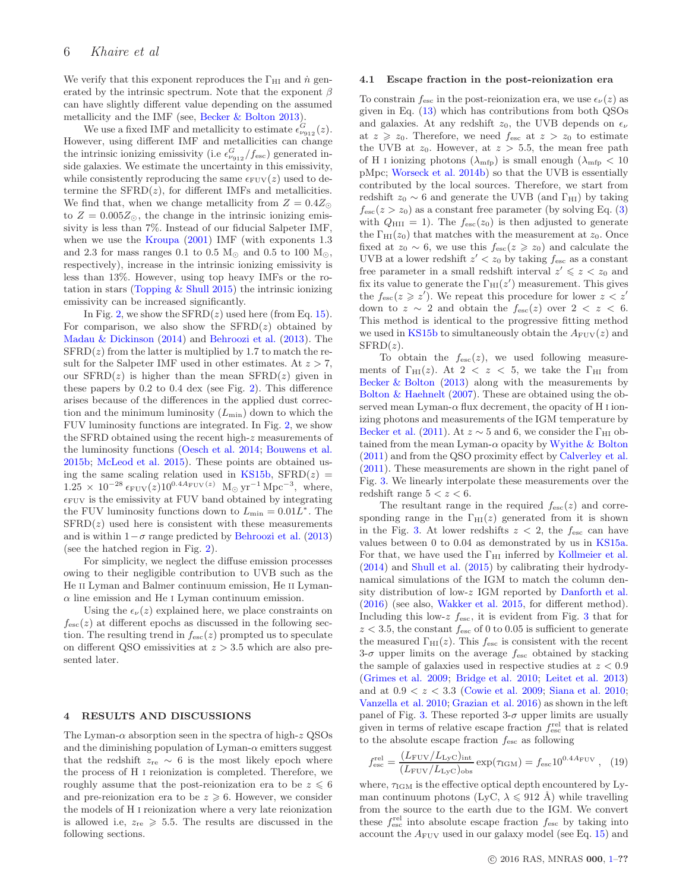We verify that this exponent reproduces the $\Gamma_{\rm HI}$ and $\dot{n}$ generated by the intrinsic spectrum. Note that the exponent $\beta$ can have slightly different value depending on the assumed metallicity and the IMF (see, Becker & Bolton 2013).

We use a fixed IMF and metallicity to estimate $\epsilon^{G}_{\nu_{912}}(z)$. However, using different IMF and metallicities can change the intrinsic ionizing emissivity (i.e $\epsilon^{G}_{\nu_{912}}/f_{\rm esc}$) generated inside galaxies. We estimate the uncertainty in this emissivity, while consistently reproducing the same $\epsilon_{\rm FUV}(z)$ used to determine the SFRD($z$), for different IMFs and metallicities. We find that, when we change metallicity from $Z = 0.4Z_{\odot}$ to $Z = 0.005Z_{\odot}$, the change in the intrinsic ionizing emissivity is less than 7%. Instead of our fiducial Salpeter IMF, when we use the Kroupa (2001) IMF (with exponents 1.3 and 2.3 for mass ranges 0.1 to 0.5 M$_{\odot}$ and 0.5 to 100 M$_{\odot}$, respectively), increase in the intrinsic ionizing emissivity is less than 13%. However, using top heavy IMFs or the rotation in stars (Topping & Shull 2015) the intrinsic ionizing emissivity can be increased significantly.

In Fig. 2, we show the SFRD($z$) used here (from Eq. 15). For comparison, we also show the SFRD($z$) obtained by Madau & Dickinson (2014) and Behroozi et al. (2013). The SFRD($z$) from the latter is multiplied by 1.7 to match the result for the Salpeter IMF used in other estimates. At $z > 7$, our SFRD($z$) is higher than the mean SFRD($z$) given in these papers by 0.2 to 0.4 dex (see Fig. 2). This difference arises because of the differences in the applied dust correction and the minimum luminosity ($L_{\rm min}$) down to which the FUV luminosity functions are integrated. In Fig. 2, we show the SFRD obtained using the recent high-$z$ measurements of the luminosity functions (Oesch et al. 2014; Bouwens et al. 2015b; McLeod et al. 2015). These points are obtained using the same scaling relation used in KS15b, SFRD($z$) $= 1.25 \times 10^{-28}\,\epsilon_{\rm FUV}(z)10^{0.4A_{\rm FUV}(z)}$ M$_{\odot}$ yr$^{-1}$ Mpc$^{-3}$, where, $\epsilon_{\rm FUV}$ is the emissivity at FUV band obtained by integrating the FUV luminosity functions down to $L_{\rm min} = 0.01L^{*}$. The SFRD($z$) used here is consistent with these measurements and is within $1-\sigma$ range predicted by Behroozi et al. (2013) (see the hatched region in Fig. 2).

For simplicity, we neglect the diffuse emission processes owing to their negligible contribution to UVB such as the He II Lyman and Balmer continuum emission, He II Lyman-$\alpha$ line emission and He I Lyman continuum emission.

Using the $\epsilon_{\nu}(z)$ explained here, we place constraints on $f_{\rm esc}(z)$ at different epochs as discussed in the following section. The resulting trend in $f_{\rm esc}(z)$ prompted us to speculate on different QSO emissivities at $z > 3.5$ which are also presented later.

## 4 RESULTS AND DISCUSSIONS

The Lyman-$\alpha$ absorption seen in the spectra of high-$z$ QSOs and the diminishing population of Lyman-$\alpha$ emitters suggest that the redshift $z_{\rm re} \sim 6$ is the most likely epoch where the process of H I reionization is completed. Therefore, we roughly assume that the post-reionization era to be $z \leqslant 6$ and pre-reionization era to be $z \geqslant 6$. However, we consider the models of H I reionization where a very late reionization is allowed i.e, $z_{\rm re} \geqslant 5.5$. The results are discussed in the following sections.

### 4.1 Escape fraction in the post-reionization era

To constrain $f_{\rm esc}$ in the post-reionization era, we use $\epsilon_{\nu}(z)$ as given in Eq. (13) which has contributions from both QSOs and galaxies. At any redshift $z_0$, the UVB depends on $\epsilon_{\nu}$ at $z \geqslant z_0$. Therefore, we need $f_{\rm esc}$ at $z > z_0$ to estimate the UVB at $z_0$. However, at $z > 5.5$, the mean free path of H I ionizing photons ($\lambda_{\rm mfp}$) is small enough ($\lambda_{\rm mfp} < 10$ pMpc; Worseck et al. 2014b) so that the UVB is essentially contributed by the local sources. Therefore, we start from redshift $z_0 \sim 6$ and generate the UVB (and $\Gamma_{\rm HI}$) by taking $f_{\rm esc}(z > z_0)$ as a constant free parameter (by solving Eq. (3) with $Q_{\rm HII} = 1$). The $f_{\rm esc}(z_0)$ is then adjusted to generate the $\Gamma_{\rm HI}(z_0)$ that matches with the measurement at $z_0$. Once fixed at $z_0 \sim 6$, we use this $f_{\rm esc}(z \geqslant z_0)$ and calculate the UVB at a lower redshift $z' < z_0$ by taking $f_{\rm esc}$ as a constant free parameter in a small redshift interval $z' \leqslant z < z_0$ and fix its value to generate the $\Gamma_{\rm HI}(z')$ measurement. This gives the $f_{\rm esc}(z \geqslant z')$. We repeat this procedure for lower $z < z'$ down to $z \sim 2$ and obtain the $f_{\rm esc}(z)$ over $2 < z < 6$. This method is identical to the progressive fitting method we used in KS15b to simultaneously obtain the $A_{\rm FUV}(z)$ and SFRD($z$).

To obtain the $f_{\rm esc}(z)$, we used following measurements of $\Gamma_{\rm HI}(z)$. At $2 < z < 5$, we take the $\Gamma_{\rm HI}$ from Becker & Bolton (2013) along with the measurements by Bolton & Haehnelt (2007). These are obtained using the observed mean Lyman-$\alpha$ flux decrement, the opacity of H I ionizing photons and measurements of the IGM temperature by Becker et al. (2011). At $z \sim 5$ and 6, we consider the $\Gamma_{\rm HI}$ obtained from the mean Lyman-$\alpha$ opacity by Wyithe & Bolton (2011) and from the QSO proximity effect by Calverley et al. (2011). These measurements are shown in the right panel of Fig. 3. We linearly interpolate these measurements over the redshift range $5 < z < 6$.

The resultant range in the required $f_{\rm esc}(z)$ and corresponding range in the $\Gamma_{\rm HI}(z)$ generated from it is shown in the Fig. 3. At lower redshifts $z < 2$, the $f_{\rm esc}$ can have values between 0 to 0.04 as demonstrated by us in KS15a. For that, we have used the $\Gamma_{\rm HI}$ inferred by Kollmeier et al. (2014) and Shull et al. (2015) by calibrating their hydrodynamical simulations of the IGM to match the column density distribution of low-$z$ IGM reported by Danforth et al. (2016) (see also, Wakker et al. 2015, for different method). Including this low-$z$ $f_{\rm esc}$, it is evident from Fig. 3 that for $z < 3.5$, the constant $f_{\rm esc}$ of 0 to 0.05 is sufficient to generate the measured $\Gamma_{\rm HI}(z)$. This $f_{\rm esc}$ is consistent with the recent 3-$\sigma$ upper limits on the average $f_{\rm esc}$ obtained by stacking the sample of galaxies used in respective studies at $z < 0.9$ (Grimes et al. 2009; Bridge et al. 2010; Leitet et al. 2013) and at $0.9 < z < 3.3$ (Cowie et al. 2009; Siana et al. 2010; Vanzella et al. 2010; Grazian et al. 2016) as shown in the left panel of Fig. 3. These reported 3-$\sigma$ upper limits are usually given in terms of relative escape fraction $f^{\rm rel}_{\rm esc}$ that is related to the absolute escape fraction $f_{\rm esc}$ as following

$$f^{\rm rel}_{\rm esc} = \frac{(L_{\rm FUV}/L_{\rm LyC})_{\rm int}}{(L_{\rm FUV}/L_{\rm LyC})_{\rm obs}}\exp(\tau_{\rm IGM}) = f_{\rm esc}10^{0.4A_{\rm FUV}}\,, \quad (19)$$

where, $\tau_{\rm IGM}$ is the effective optical depth encountered by Lyman continuum photons (LyC, $\lambda \leqslant 912$ Å) while travelling from the source to the earth due to the IGM. We convert these $f^{\rm rel}_{\rm esc}$ into absolute escape fraction $f_{\rm esc}$ by taking into account the $A_{\rm FUV}$ used in our galaxy model (see Eq. 15) and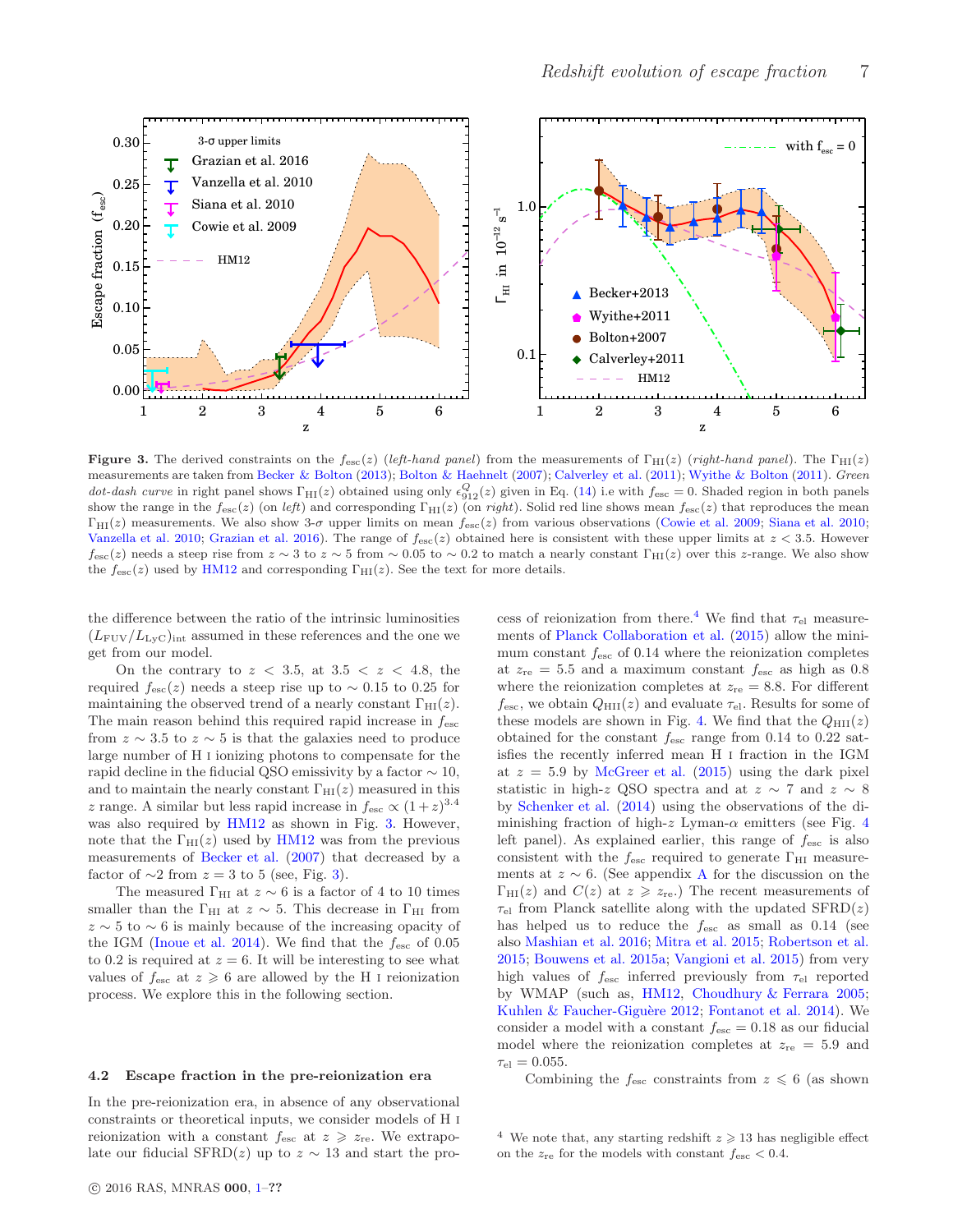**Figure 3.** The derived constraints on the $f_{\rm esc}(z)$ (*left-hand panel*) from the measurements of $\Gamma_{\rm HI}(z)$ (*right-hand panel*). The $\Gamma_{\rm HI}(z)$ measurements are taken from Becker & Bolton (2013); Bolton & Haehnelt (2007); Calverley et al. (2011); Wyithe & Bolton (2011). *Green dot-dash curve* in right panel shows $\Gamma_{\rm HI}(z)$ obtained using only $\epsilon^{Q}_{912}(z)$ given in Eq. (14) i.e with $f_{\rm esc} = 0$. Shaded region in both panels show the range in the $f_{\rm esc}(z)$ (on *left*) and corresponding $\Gamma_{\rm HI}(z)$ (on *right*). Solid red line shows mean $f_{\rm esc}(z)$ that reproduces the mean $\Gamma_{\rm HI}(z)$ measurements. We also show 3-$\sigma$ upper limits on mean $f_{\rm esc}(z)$ from various observations (Cowie et al. 2009; Siana et al. 2010; Vanzella et al. 2010; Grazian et al. 2016). The range of $f_{\rm esc}(z)$ obtained here is consistent with these upper limits at $z < 3.5$. However $f_{\rm esc}(z)$ needs a steep rise from $z \sim 3$ to $z \sim 5$ from $\sim 0.05$ to $\sim 0.2$ to match a nearly constant $\Gamma_{\rm HI}(z)$ over this $z$-range. We also show the $f_{\rm esc}(z)$ used by HM12 and corresponding $\Gamma_{\rm HI}(z)$. See the text for more details.

the difference between the ratio of the intrinsic luminosities $(L_{\rm FUV}/L_{\rm LyC})_{\rm int}$ assumed in these references and the one we get from our model.

On the contrary to $z < 3.5$, at $3.5 < z < 4.8$, the required $f_{\rm esc}(z)$ needs a steep rise up to $\sim 0.15$ to 0.25 for maintaining the observed trend of a nearly constant $\Gamma_{\rm HI}(z)$. The main reason behind this required rapid increase in $f_{\rm esc}$ from $z \sim 3.5$ to $z \sim 5$ is that the galaxies need to produce large number of H I ionizing photons to compensate for the rapid decline in the fiducial QSO emissivity by a factor $\sim 10$, and to maintain the nearly constant $\Gamma_{\rm HI}(z)$ measured in this $z$ range. A similar but less rapid increase in $f_{\rm esc} \propto (1+z)^{3.4}$ was also required by HM12 as shown in Fig. 3. However, note that the $\Gamma_{\rm HI}(z)$ used by HM12 was from the previous measurements of Becker et al. (2007) that decreased by a factor of $\sim$2 from $z = 3$ to 5 (see, Fig. 3).

The measured $\Gamma_{\rm HI}$ at $z \sim 6$ is a factor of 4 to 10 times smaller than the $\Gamma_{\rm HI}$ at $z \sim 5$. This decrease in $\Gamma_{\rm HI}$ from $z \sim 5$ to $\sim 6$ is mainly because of the increasing opacity of the IGM (Inoue et al. 2014). We find that the $f_{\rm esc}$ of 0.05 to 0.2 is required at $z = 6$. It will be interesting to see what values of $f_{\rm esc}$ at $z \geqslant 6$ are allowed by the H I reionization process. We explore this in the following section.

### 4.2 Escape fraction in the pre-reionization era

In the pre-reionization era, in absence of any observational constraints or theoretical inputs, we consider models of H I reionization with a constant $f_{\rm esc}$ at $z \geqslant z_{\rm re}$. We extrapolate our fiducial SFRD($z$) up to $z \sim 13$ and start the process of reionization from there.[4] We find that $\tau_{\rm el}$ measurements of Planck Collaboration et al. (2015) allow the minimum constant $f_{\rm esc}$ of 0.14 where the reionization completes at $z_{\rm re} = 5.5$ and a maximum constant $f_{\rm esc}$ as high as 0.8 where the reionization completes at $z_{\rm re} = 8.8$. For different $f_{\rm esc}$, we obtain $Q_{\rm HII}(z)$ and evaluate $\tau_{\rm el}$. Results for some of these models are shown in Fig. 4. We find that the $Q_{\rm HII}(z)$ obtained for the constant $f_{\rm esc}$ range from 0.14 to 0.22 satisfies the recently inferred mean H I fraction in the IGM at $z = 5.9$ by McGreer et al. (2015) using the dark pixel statistic in high-$z$ QSO spectra and at $z \sim 7$ and $z \sim 8$ by Schenker et al. (2014) using the observations of the diminishing fraction of high-$z$ Lyman-$\alpha$ emitters (see Fig. 4 left panel). As explained earlier, this range of $f_{\rm esc}$ is also consistent with the $f_{\rm esc}$ required to generate $\Gamma_{\rm HI}$ measurements at $z \sim 6$. (See appendix A for the discussion on the $\Gamma_{\rm HI}(z)$ and $C(z)$ at $z \geqslant z_{\rm re}$.) The recent measurements of $\tau_{\rm el}$ from Planck satellite along with the updated SFRD($z$) has helped us to reduce the $f_{\rm esc}$ as small as 0.14 (see also Mashian et al. 2016; Mitra et al. 2015; Robertson et al. 2015; Bouwens et al. 2015a; Vangioni et al. 2015) from very high values of $f_{\rm esc}$ inferred previously from $\tau_{\rm el}$ reported by WMAP (such as, HM12, Choudhury & Ferrara 2005; Kuhlen & Faucher-Giguère 2012; Fontanot et al. 2014). We consider a model with a constant $f_{\rm esc} = 0.18$ as our fiducial model where the reionization completes at $z_{\rm re} = 5.9$ and $\tau_{\rm el} = 0.055$.

Combining the $f_{\rm esc}$ constraints from $z \leqslant 6$ (as shown

[4] We note that, any starting redshift $z \geqslant 13$ has negligible effect on the $z_{\rm re}$ for the models with constant $f_{\rm esc} < 0.4$.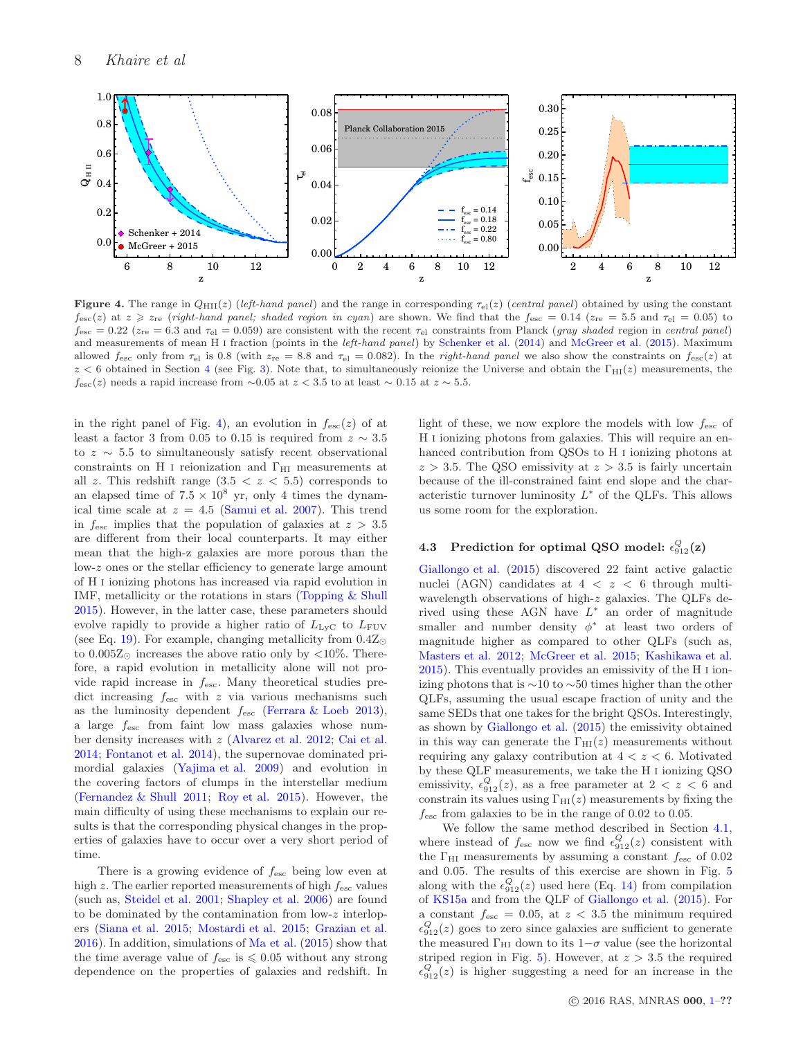**Figure 4.** The range in $Q_{\rm HII}(z)$ (*left-hand panel*) and the range in corresponding $\tau_{\rm el}(z)$ (*central panel*) obtained by using the constant $f_{\rm esc}(z)$ at $z \geqslant z_{\rm re}$ (*right-hand panel; shaded region in cyan*) are shown. We find that the $f_{\rm esc} = 0.14$ ($z_{\rm re} = 5.5$ and $\tau_{\rm el} = 0.05$) to $f_{\rm esc} = 0.22$ ($z_{\rm re} = 6.3$ and $\tau_{\rm el} = 0.059$) are consistent with the recent $\tau_{\rm el}$ constraints from Planck (*gray shaded* region in *central panel*) and measurements of mean H I fraction (points in the *left-hand panel*) by Schenker et al. (2014) and McGreer et al. (2015). Maximum allowed $f_{\rm esc}$ only from $\tau_{\rm el}$ is 0.8 (with $z_{\rm re} = 8.8$ and $\tau_{\rm el} = 0.082$). In the *right-hand panel* we also show the constraints on $f_{\rm esc}(z)$ at $z < 6$ obtained in Section 4 (see Fig. 3). Note that, to simultaneously reionize the Universe and obtain the $\Gamma_{\rm HI}(z)$ measurements, the $f_{\rm esc}(z)$ needs a rapid increase from $\sim$0.05 at $z < 3.5$ to at least $\sim 0.15$ at $z \sim 5.5$.

in the right panel of Fig. 4), an evolution in $f_{\rm esc}(z)$ of at least a factor 3 from 0.05 to 0.15 is required from $z \sim 3.5$ to $z \sim 5.5$ to simultaneously satisfy recent observational constraints on H I reionization and $\Gamma_{\rm HI}$ measurements at all $z$. This redshift range ($3.5 < z < 5.5$) corresponds to an elapsed time of $7.5 \times 10^8$ yr, only 4 times the dynamical time scale at $z = 4.5$ (Samui et al. 2007). This trend in $f_{\rm esc}$ implies that the population of galaxies at $z > 3.5$ are different from their local counterparts. It may either mean that the high-z galaxies are more porous than the low-$z$ ones or the stellar efficiency to generate large amount of H I ionizing photons has increased via rapid evolution in IMF, metallicity or the rotations in stars (Topping & Shull 2015). However, in the latter case, these parameters should evolve rapidly to provide a higher ratio of $L_{\rm LyC}$ to $L_{\rm FUV}$ (see Eq. 19). For example, changing metallicity from $0.4{\rm Z}_{\odot}$ to $0.005{\rm Z}_{\odot}$ increases the above ratio only by <10%. Therefore, a rapid evolution in metallicity alone will not provide rapid increase in $f_{\rm esc}$. Many theoretical studies predict increasing $f_{\rm esc}$ with $z$ via various mechanisms such as the luminosity dependent $f_{\rm esc}$ (Ferrara & Loeb 2013), a large $f_{\rm esc}$ from faint low mass galaxies whose number density increases with $z$ (Alvarez et al. 2012; Cai et al. 2014; Fontanot et al. 2014), the supernovae dominated primordial galaxies (Yajima et al. 2009) and evolution in the covering factors of clumps in the interstellar medium (Fernandez & Shull 2011; Roy et al. 2015). However, the main difficulty of using these mechanisms to explain our results is that the corresponding physical changes in the properties of galaxies have to occur over a very short period of time.

There is a growing evidence of $f_{\rm esc}$ being low even at high $z$. The earlier reported measurements of high $f_{\rm esc}$ values (such as, Steidel et al. 2001; Shapley et al. 2006) are found to be dominated by the contamination from low-$z$ interlopers (Siana et al. 2015; Mostardi et al. 2015; Grazian et al. 2016). In addition, simulations of Ma et al. (2015) show that the time average value of $f_{\rm esc}$ is $\leqslant 0.05$ without any strong dependence on the properties of galaxies and redshift. In light of these, we now explore the models with low $f_{\rm esc}$ of H I ionizing photons from galaxies. This will require an enhanced contribution from QSOs to H I ionizing photons at $z > 3.5$. The QSO emissivity at $z > 3.5$ is fairly uncertain because of the ill-constrained faint end slope and the characteristic turnover luminosity $L^*$ of the QLFs. This allows us some room for the exploration.

### 4.3 Prediction for optimal QSO model: $\epsilon_{912}^{Q}(z)$

Giallongo et al. (2015) discovered 22 faint active galactic nuclei (AGN) candidates at $4 < z < 6$ through multi-wavelength observations of high-$z$ galaxies. The QLFs derived using these AGN have $L^*$ an order of magnitude smaller and number density $\phi^*$ at least two orders of magnitude higher as compared to other QLFs (such as, Masters et al. 2012; McGreer et al. 2015; Kashikawa et al. 2015). This eventually provides an emissivity of the H I ionizing photons that is $\sim$10 to $\sim$50 times higher than the other QLFs, assuming the usual escape fraction of unity and the same SEDs that one takes for the bright QSOs. Interestingly, as shown by Giallongo et al. (2015) the emissivity obtained in this way can generate the $\Gamma_{\rm HI}(z)$ measurements without requiring any galaxy contribution at $4 < z < 6$. Motivated by these QLF measurements, we take the H I ionizing QSO emissivity, $\epsilon_{912}^{Q}(z)$, as a free parameter at $2 < z < 6$ and constrain its values using $\Gamma_{\rm HI}(z)$ measurements by fixing the $f_{\rm esc}$ from galaxies to be in the range of 0.02 to 0.05.

We follow the same method described in Section 4.1, where instead of $f_{\rm esc}$ now we find $\epsilon_{912}^{Q}(z)$ consistent with the $\Gamma_{\rm HI}$ measurements by assuming a constant $f_{\rm esc}$ of 0.02 and 0.05. The results of this exercise are shown in Fig. 5 along with the $\epsilon_{912}^{Q}(z)$ used here (Eq. 14) from compilation of KS15a and from the QLF of Giallongo et al. (2015). For a constant $f_{\rm esc} = 0.05$, at $z < 3.5$ the minimum required $\epsilon_{912}^{Q}(z)$ goes to zero since galaxies are sufficient to generate the measured $\Gamma_{\rm HI}$ down to its $1-\sigma$ value (see the horizontal striped region in Fig. 5). However, at $z > 3.5$ the required $\epsilon_{912}^{Q}(z)$ is higher suggesting a need for an increase in the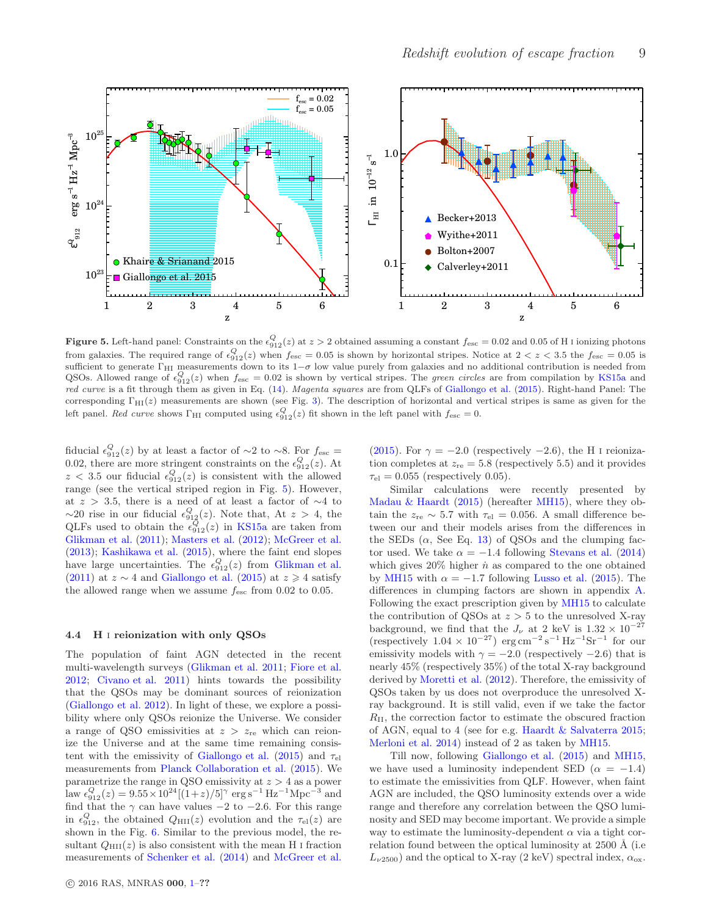**Figure 5.** Left-hand panel: Constraints on the $\epsilon_{912}^{Q}(z)$ at $z > 2$ obtained assuming a constant $f_{\rm esc} = 0.02$ and 0.05 of H I ionizing photons from galaxies. The required range of $\epsilon_{912}^{Q}(z)$ when $f_{\rm esc} = 0.05$ is shown by horizontal stripes. Notice at $2 < z < 3.5$ the $f_{\rm esc} = 0.05$ is sufficient to generate $\Gamma_{\rm HI}$ measurements down to its $1-\sigma$ low value purely from galaxies and no additional contribution is needed from QSOs. Allowed range of $\epsilon_{912}^{Q}(z)$ when $f_{\rm esc} = 0.02$ is shown by vertical stripes. The *green circles* are from compilation by KS15a and *red curve* is a fit through them as given in Eq. (14). *Magenta squares* are from QLFs of Giallongo et al. (2015). Right-hand Panel: The corresponding $\Gamma_{\rm HI}(z)$ measurements are shown (see Fig. 3). The description of horizontal and vertical stripes is same as given for the left panel. *Red curve* shows $\Gamma_{\rm HI}$ computed using $\epsilon_{912}^{Q}(z)$ fit shown in the left panel with $f_{\rm esc} = 0$.

fiducial $\epsilon_{912}^{Q}(z)$ by at least a factor of $\sim$2 to $\sim$8. For $f_{\rm esc} = 0.02$, there are more stringent constraints on the $\epsilon_{912}^{Q}(z)$. At $z < 3.5$ our fiducial $\epsilon_{912}^{Q}(z)$ is consistent with the allowed range (see the vertical striped region in Fig. 5). However, at $z > 3.5$, there is a need of at least a factor of $\sim$4 to $\sim$20 rise in our fiducial $\epsilon_{912}^{Q}(z)$. Note that, At $z > 4$, the QLFs used to obtain the $\epsilon_{912}^{Q}(z)$ in KS15a are taken from Glikman et al. (2011); Masters et al. (2012); McGreer et al. (2013); Kashikawa et al. (2015), where the faint end slopes have large uncertainties. The $\epsilon_{912}^{Q}(z)$ from Glikman et al. (2011) at $z \sim 4$ and Giallongo et al. (2015) at $z \geqslant 4$ satisfy the allowed range when we assume $f_{\rm esc}$ from 0.02 to 0.05.

### 4.4 H I reionization with only QSOs

The population of faint AGN detected in the recent multi-wavelength surveys (Glikman et al. 2011; Fiore et al. 2012; Civano et al. 2011) hints towards the possibility that the QSOs may be dominant sources of reionization (Giallongo et al. 2012). In light of these, we explore a possibility where only QSOs reionize the Universe. We consider a range of QSO emissivities at $z > z_{\rm re}$ which can reionize the Universe and at the same time remaining consistent with the emissivity of Giallongo et al. (2015) and $\tau_{\rm el}$ measurements from Planck Collaboration et al. (2015). We parametrize the range in QSO emissivity at $z > 4$ as a power law $\epsilon_{912}^{Q}(z) = 9.55 \times 10^{24} [(1+z)/5]^{\gamma}$ erg s$^{-1}$ Hz$^{-1}$Mpc$^{-3}$ and find that the $\gamma$ can have values $-2$ to $-2.6$. For this range in $\epsilon_{912}^{Q}$, the obtained $Q_{\rm HII}(z)$ evolution and the $\tau_{\rm el}(z)$ are shown in the Fig. 6. Similar to the previous model, the resultant $Q_{\rm HII}(z)$ is also consistent with the mean H I fraction measurements of Schenker et al. (2014) and McGreer et al. (2015). For $\gamma = -2.0$ (respectively $-2.6$), the H I reionization completes at $z_{\rm re} = 5.8$ (respectively 5.5) and it provides $\tau_{\rm el} = 0.055$ (respectively 0.05).

Similar calculations were recently presented by Madau & Haardt (2015) (hereafter MH15), where they obtain the $z_{\rm re} \sim 5.7$ with $\tau_{\rm el} = 0.056$. A small difference between our and their models arises from the differences in the SEDs ($\alpha$, See Eq. 13) of QSOs and the clumping factor used. We take $\alpha = -1.4$ following Stevans et al. (2014) which gives 20% higher $\dot{n}$ as compared to the one obtained by MH15 with $\alpha = -1.7$ following Lusso et al. (2015). The differences in clumping factors are shown in appendix A. Following the exact prescription given by MH15 to calculate the contribution of QSOs at $z > 5$ to the unresolved X-ray background, we find that the $J_\nu$ at 2 keV is $1.32 \times 10^{-27}$ (respectively $1.04 \times 10^{-27}$) erg cm$^{-2}$ s$^{-1}$ Hz$^{-1}$Sr$^{-1}$ for our emissivity models with $\gamma = -2.0$ (respectively $-2.6$) that is nearly 45% (respectively 35%) of the total X-ray background derived by Moretti et al. (2012). Therefore, the emissivity of QSOs taken by us does not overproduce the unresolved X-ray background. It is still valid, even if we take the factor $R_{\rm II}$, the correction factor to estimate the obscured fraction of AGN, equal to 4 (see for e.g. Haardt & Salvaterra 2015; Merloni et al. 2014) instead of 2 as taken by MH15.

Till now, following Giallongo et al. (2015) and MH15, we have used a luminosity independent SED ($\alpha = -1.4$) to estimate the emissivities from QLF. However, when faint AGN are included, the QSO luminosity extends over a wide range and therefore any correlation between the QSO luminosity and SED may become important. We provide a simple way to estimate the luminosity-dependent $\alpha$ via a tight correlation found between the optical luminosity at 2500 Å (i.e $L_{\nu 2500}$) and the optical to X-ray (2 keV) spectral index, $\alpha_{\rm ox}$.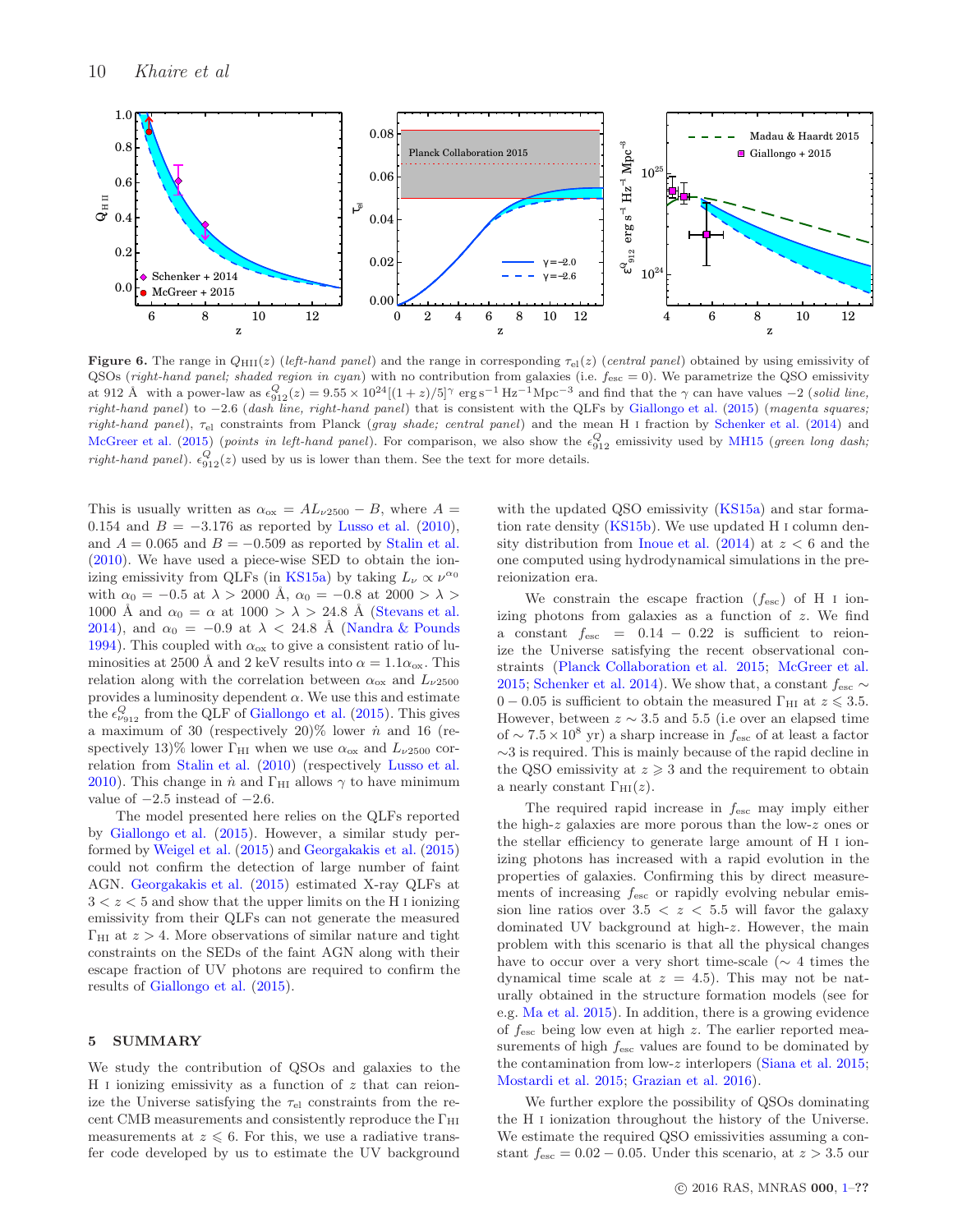**Figure 6.** The range in $Q_{\rm HII}(z)$ (*left-hand panel*) and the range in corresponding $\tau_{\rm el}(z)$ (*central panel*) obtained by using emissivity of QSOs (*right-hand panel; shaded region in cyan*) with no contribution from galaxies (i.e. $f_{\rm esc}=0$). We parametrize the QSO emissivity at 912 Å with a power-law as $\epsilon_{912}^{Q}(z) = 9.55\times10^{24}[(1+z)/5]^{\gamma}$ erg s$^{-1}$ Hz$^{-1}$ Mpc$^{-3}$ and find that the $\gamma$ can have values $-2$ (*solid line, right-hand panel*) to $-2.6$ (*dash line, right-hand panel*) that is consistent with the QLFs by Giallongo et al. (2015) (*magenta squares; right-hand panel*), $\tau_{\rm el}$ constraints from Planck (*gray shade; central panel*) and the mean H I fraction by Schenker et al. (2014) and McGreer et al. (2015) (*points in left-hand panel*). For comparison, we also show the $\epsilon_{912}^{Q}$ emissivity used by MH15 (*green long dash; right-hand panel*). $\epsilon_{912}^{Q}(z)$ used by us is lower than them. See the text for more details.

This is usually written as $\alpha_{\rm ox} = AL_{\nu2500} - B$, where $A = 0.154$ and $B = -3.176$ as reported by Lusso et al. (2010), and $A = 0.065$ and $B = -0.509$ as reported by Stalin et al. (2010). We have used a piece-wise SED to obtain the ionizing emissivity from QLFs (in KS15a) by taking $L_\nu \propto \nu^{\alpha_0}$ with $\alpha_0 = -0.5$ at $\lambda > 2000$ Å, $\alpha_0 = -0.8$ at $2000 > \lambda > 1000$ Å and $\alpha_0 = \alpha$ at $1000 > \lambda > 24.8$ Å (Stevans et al. 2014), and $\alpha_0 = -0.9$ at $\lambda < 24.8$ Å (Nandra & Pounds 1994). This coupled with $\alpha_{\rm ox}$ to give a consistent ratio of luminosities at 2500 Å and 2 keV results into $\alpha = 1.1\alpha_{\rm ox}$. This relation along with the correlation between $\alpha_{\rm ox}$ and $L_{\nu2500}$ provides a luminosity dependent $\alpha$. We use this and estimate the $\epsilon_{\nu912}^{Q}$ from the QLF of Giallongo et al. (2015). This gives a maximum of 30 (respectively 20)% lower $\dot{n}$ and 16 (respectively 13)% lower $\Gamma_{\rm HI}$ when we use $\alpha_{\rm ox}$ and $L_{\nu2500}$ correlation from Stalin et al. (2010) (respectively Lusso et al. 2010). This change in $\dot{n}$ and $\Gamma_{\rm HI}$ allows $\gamma$ to have minimum value of $-2.5$ instead of $-2.6$.

The model presented here relies on the QLFs reported by Giallongo et al. (2015). However, a similar study performed by Weigel et al. (2015) and Georgakakis et al. (2015) could not confirm the detection of large number of faint AGN. Georgakakis et al. (2015) estimated X-ray QLFs at $3 < z < 5$ and show that the upper limits on the H I ionizing emissivity from their QLFs can not generate the measured $\Gamma_{\rm HI}$ at $z > 4$. More observations of similar nature and tight constraints on the SEDs of the faint AGN along with their escape fraction of UV photons are required to confirm the results of Giallongo et al. (2015).

## 5 SUMMARY

We study the contribution of QSOs and galaxies to the H I ionizing emissivity as a function of $z$ that can reionize the Universe satisfying the $\tau_{\rm el}$ constraints from the recent CMB measurements and consistently reproduce the $\Gamma_{\rm HI}$ measurements at $z \leqslant 6$. For this, we use a radiative transfer code developed by us to estimate the UV background with the updated QSO emissivity (KS15a) and star formation rate density (KS15b). We use updated H I column density distribution from Inoue et al. (2014) at $z < 6$ and the one computed using hydrodynamical simulations in the pre-reionization era.

We constrain the escape fraction ($f_{\rm esc}$) of H I ionizing photons from galaxies as a function of $z$. We find a constant $f_{\rm esc} = 0.14 - 0.22$ is sufficient to reionize the Universe satisfying the recent observational constraints (Planck Collaboration et al. 2015; McGreer et al. 2015; Schenker et al. 2014). We show that, a constant $f_{\rm esc} \sim 0 - 0.05$ is sufficient to obtain the measured $\Gamma_{\rm HI}$ at $z \leqslant 3.5$. However, between $z \sim 3.5$ and 5.5 (i.e over an elapsed time of $\sim 7.5\times10^8$ yr) a sharp increase in $f_{\rm esc}$ of at least a factor $\sim$3 is required. This is mainly because of the rapid decline in the QSO emissivity at $z \geqslant 3$ and the requirement to obtain a nearly constant $\Gamma_{\rm HI}(z)$.

The required rapid increase in $f_{\rm esc}$ may imply either the high-$z$ galaxies are more porous than the low-$z$ ones or the stellar efficiency to generate large amount of H I ionizing photons has increased with a rapid evolution in the properties of galaxies. Confirming this by direct measurements of increasing $f_{\rm esc}$ or rapidly evolving nebular emission line ratios over $3.5 < z < 5.5$ will favor the galaxy dominated UV background at high-$z$. However, the main problem with this scenario is that all the physical changes have to occur over a very short time-scale ($\sim$ 4 times the dynamical time scale at $z = 4.5$). This may not be naturally obtained in the structure formation models (see for e.g. Ma et al. 2015). In addition, there is a growing evidence of $f_{\rm esc}$ being low even at high $z$. The earlier reported measurements of high $f_{\rm esc}$ values are found to be dominated by the contamination from low-$z$ interlopers (Siana et al. 2015; Mostardi et al. 2015; Grazian et al. 2016).

We further explore the possibility of QSOs dominating the H I ionization throughout the history of the Universe. We estimate the required QSO emissivities assuming a constant $f_{\rm esc} = 0.02 - 0.05$. Under this scenario, at $z > 3.5$ our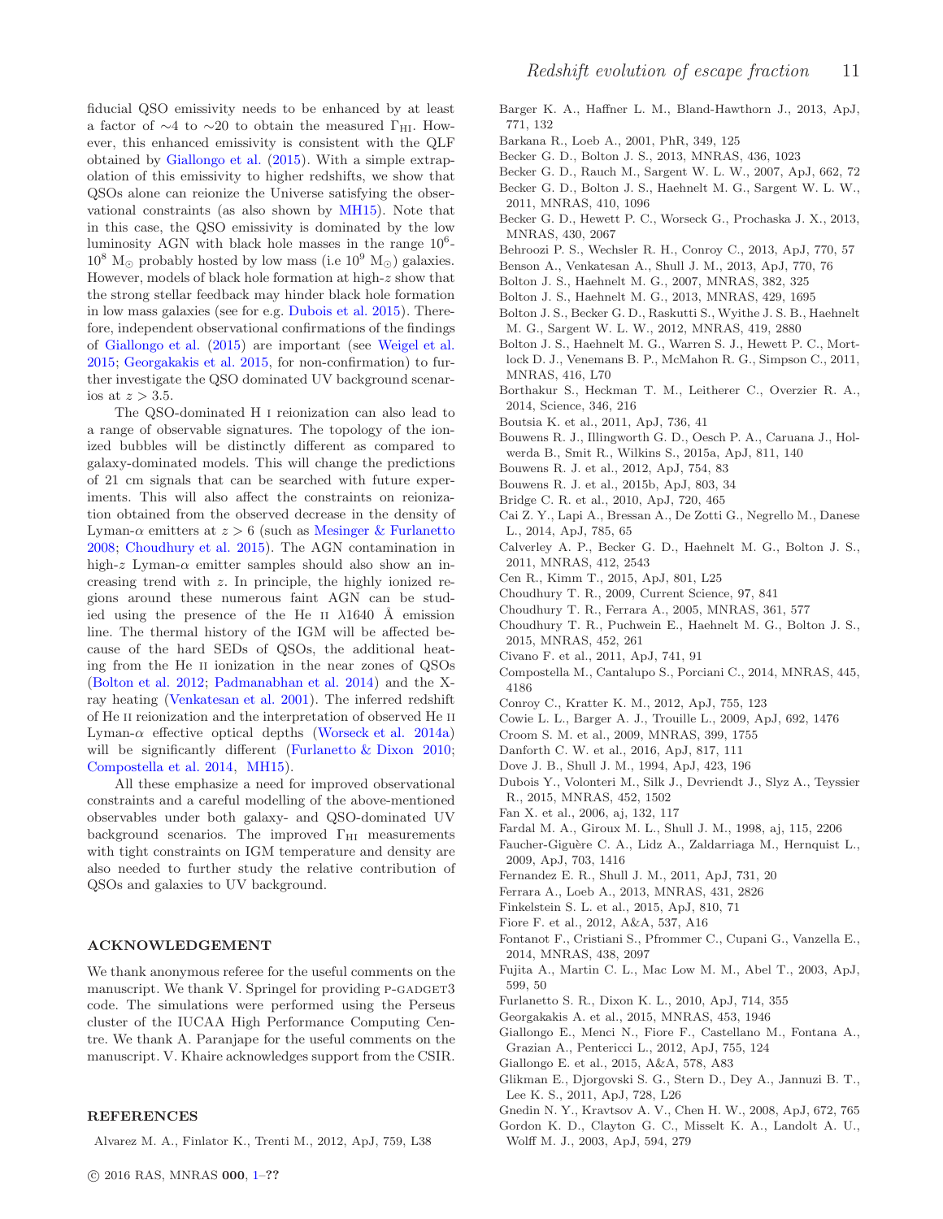fiducial QSO emissivity needs to be enhanced by at least a factor of $\sim$4 to $\sim$20 to obtain the measured $\Gamma_{\rm HI}$. However, this enhanced emissivity is consistent with the QLF obtained by Giallongo et al. (2015). With a simple extrapolation of this emissivity to higher redshifts, we show that QSOs alone can reionize the Universe satisfying the observational constraints (as also shown by MH15). Note that in this case, the QSO emissivity is dominated by the low luminosity AGN with black hole masses in the range $10^6$-$10^8$ M$_\odot$ probably hosted by low mass (i.e $10^9$ M$_\odot$) galaxies. However, models of black hole formation at high-$z$ show that the strong stellar feedback may hinder black hole formation in low mass galaxies (see for e.g. Dubois et al. 2015). Therefore, independent observational confirmations of the findings of Giallongo et al. (2015) are important (see Weigel et al. 2015; Georgakakis et al. 2015, for non-confirmation) to further investigate the QSO dominated UV background scenarios at $z > 3.5$.

The QSO-dominated H I reionization can also lead to a range of observable signatures. The topology of the ionized bubbles will be distinctly different as compared to galaxy-dominated models. This will change the predictions of 21 cm signals that can be searched with future experiments. This will also affect the constraints on reionization obtained from the observed decrease in the density of Lyman-$\alpha$ emitters at $z > 6$ (such as Mesinger & Furlanetto 2008; Choudhury et al. 2015). The AGN contamination in high-$z$ Lyman-$\alpha$ emitter samples should also show an increasing trend with $z$. In principle, the highly ionized regions around these numerous faint AGN can be studied using the presence of the He II $\lambda$1640 Å emission line. The thermal history of the IGM will be affected because of the hard SEDs of QSOs, the additional heating from the He II ionization in the near zones of QSOs (Bolton et al. 2012; Padmanabhan et al. 2014) and the X-ray heating (Venkatesan et al. 2001). The inferred redshift of He II reionization and the interpretation of observed He II Lyman-$\alpha$ effective optical depths (Worseck et al. 2014a) will be significantly different (Furlanetto & Dixon 2010; Compostella et al. 2014, MH15).

All these emphasize a need for improved observational constraints and a careful modelling of the above-mentioned observables under both galaxy- and QSO-dominated UV background scenarios. The improved $\Gamma_{\rm HI}$ measurements with tight constraints on IGM temperature and density are also needed to further study the relative contribution of QSOs and galaxies to UV background.

## ACKNOWLEDGEMENT

We thank anonymous referee for the useful comments on the manuscript. We thank V. Springel for providing P-GADGET3 code. The simulations were performed using the Perseus cluster of the IUCAA High Performance Computing Centre. We thank A. Paranjape for the useful comments on the manuscript. V. Khaire acknowledges support from the CSIR.

## REFERENCES

Alvarez M. A., Finlator K., Trenti M., 2012, ApJ, 759, L38

Barger K. A., Haffner L. M., Bland-Hawthorn J., 2013, ApJ, 771, 132

Barkana R., Loeb A., 2001, PhR, 349, 125

Becker G. D., Bolton J. S., 2013, MNRAS, 436, 1023

Becker G. D., Rauch M., Sargent W. L. W., 2007, ApJ, 662, 72

Becker G. D., Bolton J. S., Haehnelt M. G., Sargent W. L. W., 2011, MNRAS, 410, 1096

Becker G. D., Hewett P. C., Worseck G., Prochaska J. X., 2013, MNRAS, 430, 2067

Behroozi P. S., Wechsler R. H., Conroy C., 2013, ApJ, 770, 57

Benson A., Venkatesan A., Shull J. M., 2013, ApJ, 770, 76

Bolton J. S., Haehnelt M. G., 2007, MNRAS, 382, 325

Bolton J. S., Haehnelt M. G., 2013, MNRAS, 429, 1695

Bolton J. S., Becker G. D., Raskutti S., Wyithe J. S. B., Haehnelt M. G., Sargent W. L. W., 2012, MNRAS, 419, 2880

Bolton J. S., Haehnelt M. G., Warren S. J., Hewett P. C., Mortlock D. J., Venemans B. P., McMahon R. G., Simpson C., 2011, MNRAS, 416, L70

Borthakur S., Heckman T. M., Leitherer C., Overzier R. A., 2014, Science, 346, 216

Boutsia K. et al., 2011, ApJ, 736, 41

Bouwens R. J., Illingworth G. D., Oesch P. A., Caruana J., Holwerda B., Smit R., Wilkins S., 2015a, ApJ, 811, 140

Bouwens R. J. et al., 2012, ApJ, 754, 83

Bouwens R. J. et al., 2015b, ApJ, 803, 34

Bridge C. R. et al., 2010, ApJ, 720, 465

Cai Z. Y., Lapi A., Bressan A., De Zotti G., Negrello M., Danese L., 2014, ApJ, 785, 65

Calverley A. P., Becker G. D., Haehnelt M. G., Bolton J. S., 2011, MNRAS, 412, 2543

Cen R., Kimm T., 2015, ApJ, 801, L25

Choudhury T. R., 2009, Current Science, 97, 841

Choudhury T. R., Ferrara A., 2005, MNRAS, 361, 577

Choudhury T. R., Puchwein E., Haehnelt M. G., Bolton J. S., 2015, MNRAS, 452, 261

Civano F. et al., 2011, ApJ, 741, 91

Compostella M., Cantalupo S., Porciani C., 2014, MNRAS, 445, 4186

Conroy C., Kratter K. M., 2012, ApJ, 755, 123

Cowie L. L., Barger A. J., Trouille L., 2009, ApJ, 692, 1476

Croom S. M. et al., 2009, MNRAS, 399, 1755

Danforth C. W. et al., 2016, ApJ, 817, 111

Dove J. B., Shull J. M., 1994, ApJ, 423, 196

Dubois Y., Volonteri M., Silk J., Devriendt J., Slyz A., Teyssier R., 2015, MNRAS, 452, 1502

Fan X. et al., 2006, aj, 132, 117

Fardal M. A., Giroux M. L., Shull J. M., 1998, aj, 115, 2206

Faucher-Giguère C. A., Lidz A., Zaldarriaga M., Hernquist L., 2009, ApJ, 703, 1416

Fernandez E. R., Shull J. M., 2011, ApJ, 731, 20

Ferrara A., Loeb A., 2013, MNRAS, 431, 2826

Finkelstein S. L. et al., 2015, ApJ, 810, 71

Fiore F. et al., 2012, A&A, 537, A16

Fontanot F., Cristiani S., Pfrommer C., Cupani G., Vanzella E., 2014, MNRAS, 438, 2097

Fujita A., Martin C. L., Mac Low M. M., Abel T., 2003, ApJ, 599, 50

Furlanetto S. R., Dixon K. L., 2010, ApJ, 714, 355

Georgakakis A. et al., 2015, MNRAS, 453, 1946

Giallongo E., Menci N., Fiore F., Castellano M., Fontana A., Grazian A., Pentericci L., 2012, ApJ, 755, 124

Giallongo E. et al., 2015, A&A, 578, A83

Glikman E., Djorgovski S. G., Stern D., Dey A., Jannuzi B. T., Lee K. S., 2011, ApJ, 728, L26

Gnedin N. Y., Kravtsov A. V., Chen H. W., 2008, ApJ, 672, 765

Gordon K. D., Clayton G. C., Misselt K. A., Landolt A. U., Wolff M. J., 2003, ApJ, 594, 279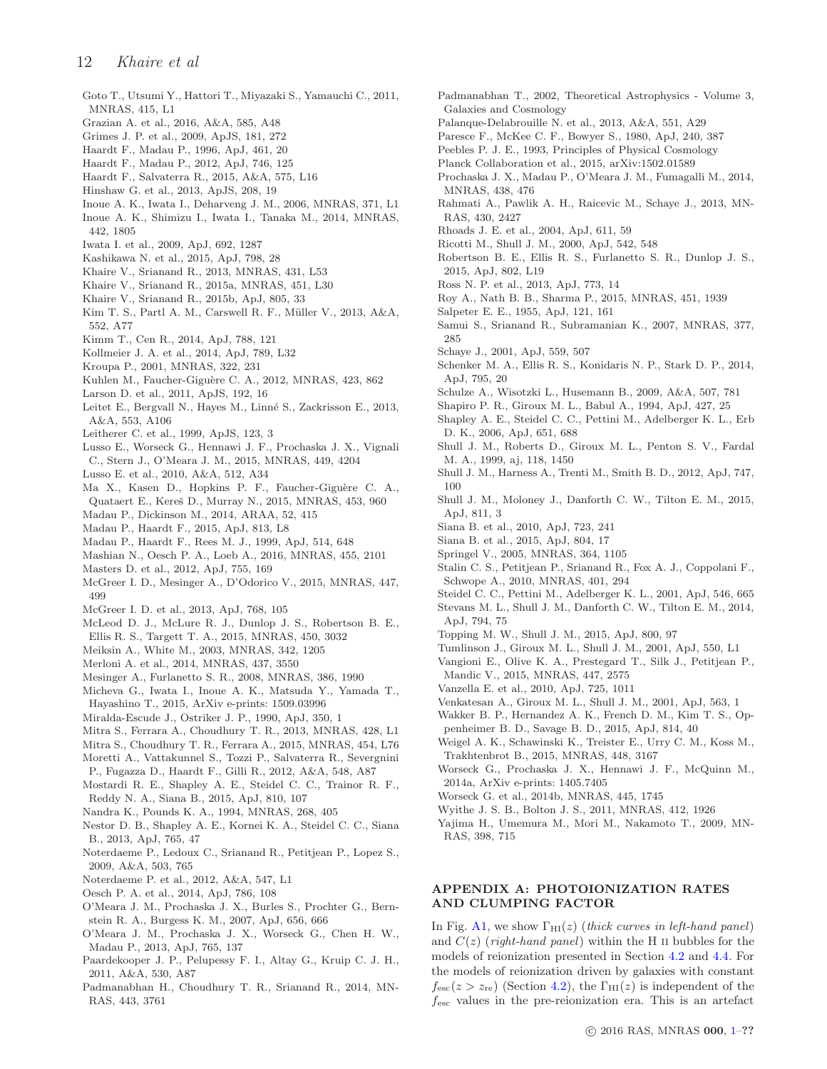Goto T., Utsumi Y., Hattori T., Miyazaki S., Yamauchi C., 2011, MNRAS, 415, L1

Grazian A. et al., 2016, A&A, 585, A48

Grimes J. P. et al., 2009, ApJS, 181, 272

Haardt F., Madau P., 1996, ApJ, 461, 20

Haardt F., Madau P., 2012, ApJ, 746, 125

Haardt F., Salvaterra R., 2015, A&A, 575, L16

Hinshaw G. et al., 2013, ApJS, 208, 19

Inoue A. K., Iwata I., Deharveng J. M., 2006, MNRAS, 371, L1

Inoue A. K., Shimizu I., Iwata I., Tanaka M., 2014, MNRAS, 442, 1805

Iwata I. et al., 2009, ApJ, 692, 1287

Kashikawa N. et al., 2015, ApJ, 798, 28

Khaire V., Srianand R., 2013, MNRAS, 431, L53

Khaire V., Srianand R., 2015a, MNRAS, 451, L30

Khaire V., Srianand R., 2015b, ApJ, 805, 33

Kim T. S., Partl A. M., Carswell R. F., Müller V., 2013, A&A, 552, A77

Kimm T., Cen R., 2014, ApJ, 788, 121

Kollmeier J. A. et al., 2014, ApJ, 789, L32

Kroupa P., 2001, MNRAS, 322, 231

Kuhlen M., Faucher-Giguère C. A., 2012, MNRAS, 423, 862

Larson D. et al., 2011, ApJS, 192, 16

Leitet E., Bergvall N., Hayes M., Linné S., Zackrisson E., 2013, A&A, 553, A106

Leitherer C. et al., 1999, ApJS, 123, 3

Lusso E., Worseck G., Hennawi J. F., Prochaska J. X., Vignali C., Stern J., O'Meara J. M., 2015, MNRAS, 449, 4204

Lusso E. et al., 2010, A&A, 512, A34

Ma X., Kasen D., Hopkins P. F., Faucher-Giguère C. A., Quataert E., Kereš D., Murray N., 2015, MNRAS, 453, 960

Madau P., Dickinson M., 2014, ARAA, 52, 415

Madau P., Haardt F., 2015, ApJ, 813, L8

Madau P., Haardt F., Rees M. J., 1999, ApJ, 514, 648

Mashian N., Oesch P. A., Loeb A., 2016, MNRAS, 455, 2101

Masters D. et al., 2012, ApJ, 755, 169

McGreer I. D., Mesinger A., D'Odorico V., 2015, MNRAS, 447, 499

McGreer I. D. et al., 2013, ApJ, 768, 105

McLeod D. J., McLure R. J., Dunlop J. S., Robertson B. E., Ellis R. S., Targett T. A., 2015, MNRAS, 450, 3032

Meiksin A., White M., 2003, MNRAS, 342, 1205

Merloni A. et al., 2014, MNRAS, 437, 3550

Mesinger A., Furlanetto S. R., 2008, MNRAS, 386, 1990

Micheva G., Iwata I., Inoue A. K., Matsuda Y., Yamada T., Hayashino T., 2015, ArXiv e-prints: 1509.03996

Miralda-Escude J., Ostriker J. P., 1990, ApJ, 350, 1

Mitra S., Ferrara A., Choudhury T. R., 2013, MNRAS, 428, L1

Mitra S., Choudhury T. R., Ferrara A., 2015, MNRAS, 454, L76

Moretti A., Vattakunnel S., Tozzi P., Salvaterra R., Severgnini P., Fugazza D., Haardt F., Gilli R., 2012, A&A, 548, A87

Mostardi R. E., Shapley A. E., Steidel C. C., Trainor R. F., Reddy N. A., Siana B., 2015, ApJ, 810, 107

Nandra K., Pounds K. A., 1994, MNRAS, 268, 405

Nestor D. B., Shapley A. E., Kornei K. A., Steidel C. C., Siana B., 2013, ApJ, 765, 47

Noterdaeme P., Ledoux C., Srianand R., Petitjean P., Lopez S., 2009, A&A, 503, 765

Noterdaeme P. et al., 2012, A&A, 547, L1

Oesch P. A. et al., 2014, ApJ, 786, 108

O'Meara J. M., Prochaska J. X., Burles S., Prochter G., Bernstein R. A., Burgess K. M., 2007, ApJ, 656, 666

O'Meara J. M., Prochaska J. X., Worseck G., Chen H. W., Madau P., 2013, ApJ, 765, 137

Paardekooper J. P., Pelupessy F. I., Altay G., Kruip C. J. H., 2011, A&A, 530, A87

Padmanabhan H., Choudhury T. R., Srianand R., 2014, MNRAS, 443, 3761

Padmanabhan T., 2002, Theoretical Astrophysics - Volume 3, Galaxies and Cosmology

Palanque-Delabrouille N. et al., 2013, A&A, 551, A29

Paresce F., McKee C. F., Bowyer S., 1980, ApJ, 240, 387

Peebles P. J. E., 1993, Principles of Physical Cosmology

Planck Collaboration et al., 2015, arXiv:1502.01589

Prochaska J. X., Madau P., O'Meara J. M., Fumagalli M., 2014, MNRAS, 438, 476

Rahmati A., Pawlik A. H., Raicevic M., Schaye J., 2013, MNRAS, 430, 2427

Rhoads J. E. et al., 2004, ApJ, 611, 59

Ricotti M., Shull J. M., 2000, ApJ, 542, 548

Robertson B. E., Ellis R. S., Furlanetto S. R., Dunlop J. S., 2015, ApJ, 802, L19

Ross N. P. et al., 2013, ApJ, 773, 14

Roy A., Nath B. B., Sharma P., 2015, MNRAS, 451, 1939

Salpeter E. E., 1955, ApJ, 121, 161

Samui S., Srianand R., Subramanian K., 2007, MNRAS, 377, 285

Schaye J., 2001, ApJ, 559, 507

Schenker M. A., Ellis R. S., Konidaris N. P., Stark D. P., 2014, ApJ, 795, 20

Schulze A., Wisotzki L., Husemann B., 2009, A&A, 507, 781

Shapiro P. R., Giroux M. L., Babul A., 1994, ApJ, 427, 25

Shapley A. E., Steidel C. C., Pettini M., Adelberger K. L., Erb D. K., 2006, ApJ, 651, 688

Shull J. M., Roberts D., Giroux M. L., Penton S. V., Fardal M. A., 1999, aj, 118, 1450

Shull J. M., Harness A., Trenti M., Smith B. D., 2012, ApJ, 747, 100

Shull J. M., Moloney J., Danforth C. W., Tilton E. M., 2015, ApJ, 811, 3

Siana B. et al., 2010, ApJ, 723, 241

Siana B. et al., 2015, ApJ, 804, 17

Springel V., 2005, MNRAS, 364, 1105

Stalin C. S., Petitjean P., Srianand R., Fox A. J., Coppolani F., Schwope A., 2010, MNRAS, 401, 294

Steidel C. C., Pettini M., Adelberger K. L., 2001, ApJ, 546, 665

Stevans M. L., Shull J. M., Danforth C. W., Tilton E. M., 2014, ApJ, 794, 75

Topping M. W., Shull J. M., 2015, ApJ, 800, 97

Tumlinson J., Giroux M. L., Shull J. M., 2001, ApJ, 550, L1

Vangioni E., Olive K. A., Prestegard T., Silk J., Petitjean P., Mandic V., 2015, MNRAS, 447, 2575

Vanzella E. et al., 2010, ApJ, 725, 1011

Venkatesan A., Giroux M. L., Shull J. M., 2001, ApJ, 563, 1

Wakker B. P., Hernandez A. K., French D. M., Kim T. S., Oppenheimer B. D., Savage B. D., 2015, ApJ, 814, 40

Weigel A. K., Schawinski K., Treister E., Urry C. M., Koss M., Trakhtenbrot B., 2015, MNRAS, 448, 3167

Worseck G., Prochaska J. X., Hennawi J. F., McQuinn M., 2014a, ArXiv e-prints: 1405.7405

Worseck G. et al., 2014b, MNRAS, 445, 1745

Wyithe J. S. B., Bolton J. S., 2011, MNRAS, 412, 1926

Yajima H., Umemura M., Mori M., Nakamoto T., 2009, MNRAS, 398, 715

## APPENDIX A: PHOTOIONIZATION RATES AND CLUMPING FACTOR

In Fig. A1, we show $\Gamma_{\rm HI}(z)$ (*thick curves in left-hand panel*) and $C(z)$ (*right-hand panel*) within the H II bubbles for the models of reionization presented in Section 4.2 and 4.4. For the models of reionization driven by galaxies with constant $f_{\rm esc}(z > z_{\rm re})$ (Section 4.2), the $\Gamma_{\rm HI}(z)$ is independent of the $f_{\rm esc}$ values in the pre-reionization era. This is an artefact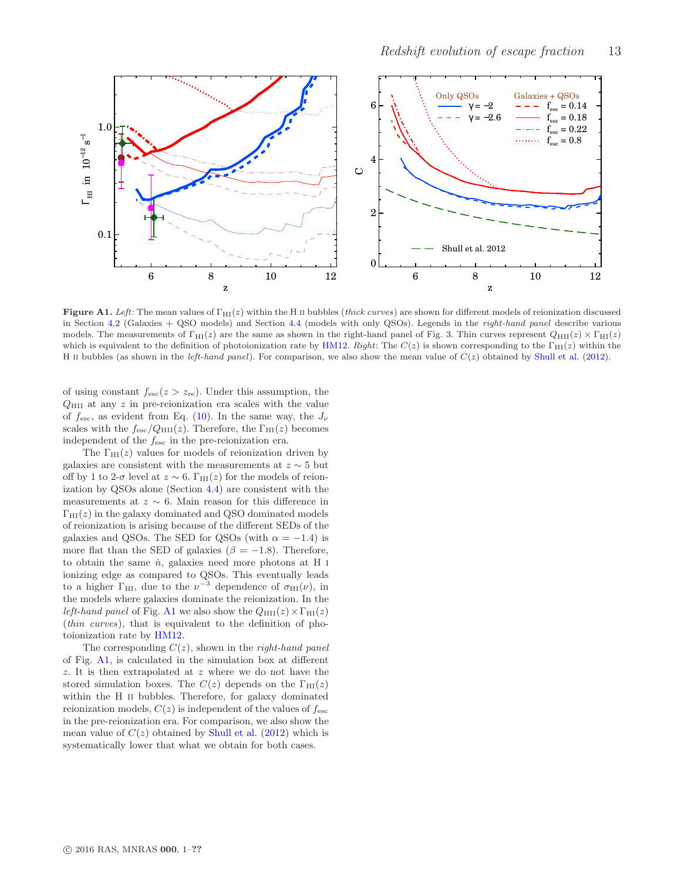$\Gamma_{HI}$ in $10^{-12}$ s$^{-1}$

1.0

0.1

6 8 10 12

z

C

Only QSOs

$\gamma = -2$

$\gamma = -2.6$

Galaxies + QSOs

$f_{esc} = 0.14$

$f_{esc} = 0.18$

$f_{esc} = 0.22$

$f_{esc} = 0.8$

Shull et al. 2012

0 2 4 6

6 8 10 12

z

**Figure A1.** *Left*: The mean values of $\Gamma_{\rm HI}(z)$ within the H II bubbles (*thick curves*) are shown for different models of reionization discussed in Section 4.2 (Galaxies + QSO models) and Section 4.4 (models with only QSOs). Legends in the *right-hand panel* describe various models. The measurements of $\Gamma_{\rm HI}(z)$ are the same as shown in the right-hand panel of Fig. 3. Thin curves represent $Q_{\rm HII}(z) \times \Gamma_{\rm HI}(z)$ which is equivalent to the definition of photoionization rate by HM12. *Right*: The $C(z)$ is shown corresponding to the $\Gamma_{\rm HI}(z)$ within the H II bubbles (as shown in the *left-hand panel*). For comparison, we also show the mean value of $C(z)$ obtained by Shull et al. (2012).

of using constant $f_{\rm esc}(z > z_{\rm re})$. Under this assumption, the $Q_{\rm HII}$ at any $z$ in pre-reionization era scales with the value of $f_{\rm esc}$, as evident from Eq. (10). In the same way, the $J_\nu$ scales with the $f_{\rm esc}/Q_{\rm HII}(z)$. Therefore, the $\Gamma_{\rm HI}(z)$ becomes independent of the $f_{\rm esc}$ in the pre-reionization era.

The $\Gamma_{\rm HI}(z)$ values for models of reionization driven by galaxies are consistent with the measurements at $z \sim 5$ but off by 1 to 2-$\sigma$ level at $z \sim 6$. $\Gamma_{\rm HI}(z)$ for the models of reionization by QSOs alone (Section 4.4) are consistent with the measurements at $z \sim 6$. Main reason for this difference in $\Gamma_{\rm HI}(z)$ in the galaxy dominated and QSO dominated models of reionization is arising because of the different SEDs of the galaxies and QSOs. The SED for QSOs (with $\alpha = -1.4$) is more flat than the SED of galaxies ($\beta = -1.8$). Therefore, to obtain the same $\dot{n}$, galaxies need more photons at H I ionizing edge as compared to QSOs. This eventually leads to a higher $\Gamma_{\rm HI}$, due to the $\nu^{-3}$ dependence of $\sigma_{\rm HI}(\nu)$, in the models where galaxies dominate the reionization. In the *left-hand panel* of Fig. A1 we also show the $Q_{\rm HII}(z) \times \Gamma_{\rm HI}(z)$ (*thin curves*), that is equivalent to the definition of photoionization rate by HM12.

The corresponding $C(z)$, shown in the *right-hand panel* of Fig. A1, is calculated in the simulation box at different $z$. It is then extrapolated at $z$ where we do not have the stored simulation boxes. The $C(z)$ depends on the $\Gamma_{\rm HI}(z)$ within the H II bubbles. Therefore, for galaxy dominated reionization models, $C(z)$ is independent of the values of $f_{\rm esc}$ in the pre-reionization era. For comparison, we also show the mean value of $C(z)$ obtained by Shull et al. (2012) which is systematically lower that what we obtain for both cases.